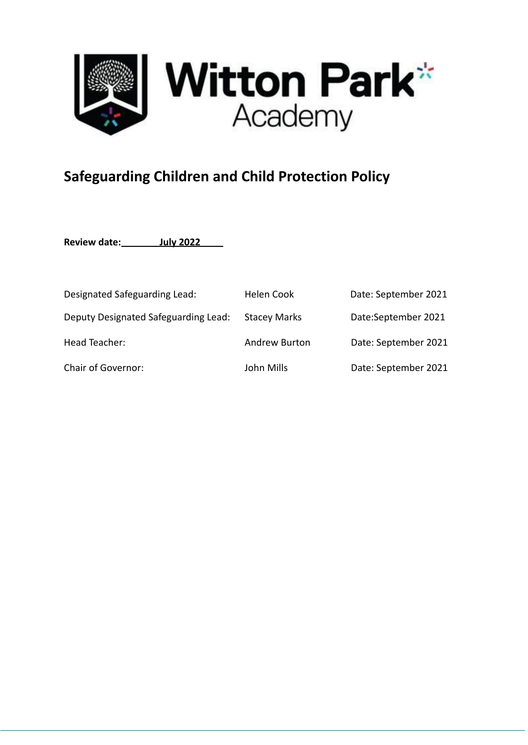Witton Park Academy

# Safeguarding Children and Child Protection Policy

**Review date: July 2022**

| | | |
|---|---|---|
| Designated Safeguarding Lead: | Helen Cook | Date: September 2021 |
| Deputy Designated Safeguarding Lead: | Stacey Marks | Date:September 2021 |
| Head Teacher: | Andrew Burton | Date: September 2021 |
| Chair of Governor: | John Mills | Date: September 2021 |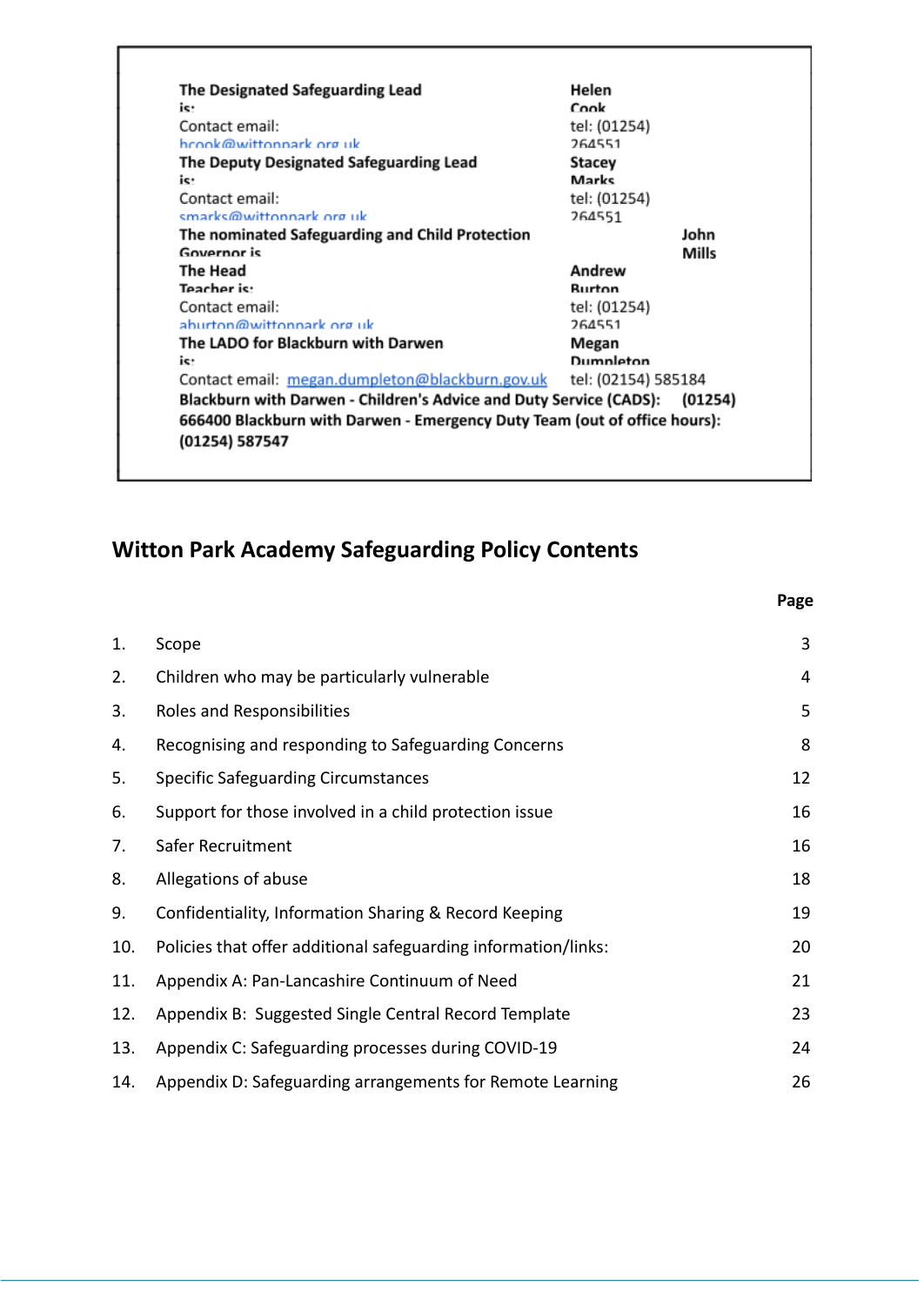**The Designated Safeguarding Lead is:** **Helen Cook**
Contact email: hcook@wittonpark.org.uk tel: (01254) 264551

**The Deputy Designated Safeguarding Lead is:** **Stacey Marks**
Contact email: smarks@wittonpark.org.uk tel: (01254) 264551

**The nominated Safeguarding and Child Protection Governor is** **John Mills**

**The Head Teacher is:** **Andrew Burton**
Contact email: aburton@wittonpark.org.uk tel: (01254) 264551

**The LADO for Blackburn with Darwen is:** **Megan Dumpleton**
Contact email: megan.dumpleton@blackburn.gov.uk tel: (02154) 585184

**Blackburn with Darwen - Children's Advice and Duty Service (CADS): (01254) 666400 Blackburn with Darwen - Emergency Duty Team (out of office hours): (01254) 587547**

## Witton Park Academy Safeguarding Policy Contents

| | | Page |
|---|---|---|
| 1. | Scope | 3 |
| 2. | Children who may be particularly vulnerable | 4 |
| 3. | Roles and Responsibilities | 5 |
| 4. | Recognising and responding to Safeguarding Concerns | 8 |
| 5. | Specific Safeguarding Circumstances | 12 |
| 6. | Support for those involved in a child protection issue | 16 |
| 7. | Safer Recruitment | 16 |
| 8. | Allegations of abuse | 18 |
| 9. | Confidentiality, Information Sharing & Record Keeping | 19 |
| 10. | Policies that offer additional safeguarding information/links: | 20 |
| 11. | Appendix A: Pan-Lancashire Continuum of Need | 21 |
| 12. | Appendix B: Suggested Single Central Record Template | 23 |
| 13. | Appendix C: Safeguarding processes during COVID-19 | 24 |
| 14. | Appendix D: Safeguarding arrangements for Remote Learning | 26 |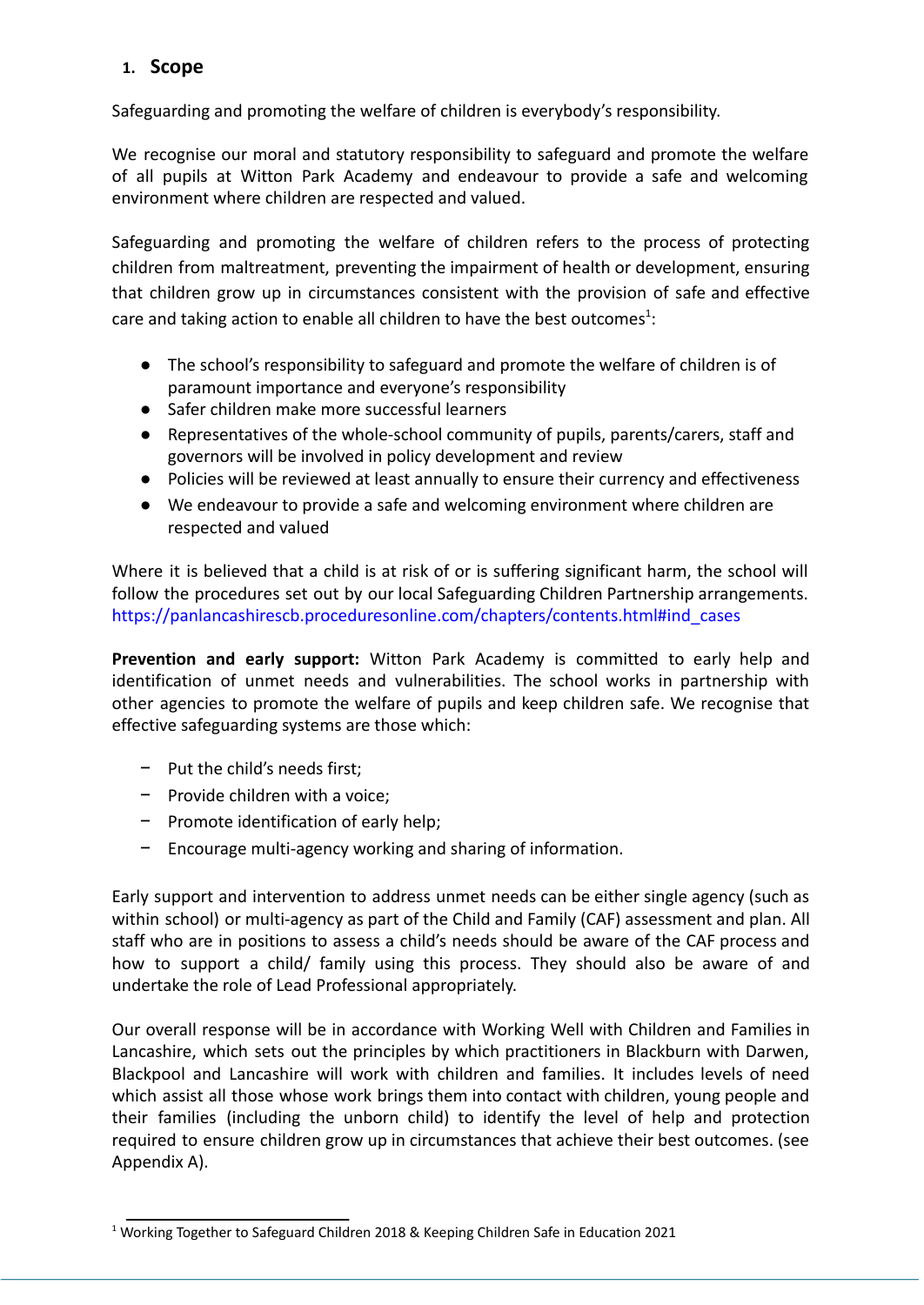## 1. Scope

Safeguarding and promoting the welfare of children is everybody's responsibility.

We recognise our moral and statutory responsibility to safeguard and promote the welfare of all pupils at Witton Park Academy and endeavour to provide a safe and welcoming environment where children are respected and valued.

Safeguarding and promoting the welfare of children refers to the process of protecting children from maltreatment, preventing the impairment of health or development, ensuring that children grow up in circumstances consistent with the provision of safe and effective care and taking action to enable all children to have the best outcomes[1]:

- The school's responsibility to safeguard and promote the welfare of children is of paramount importance and everyone's responsibility
- Safer children make more successful learners
- Representatives of the whole-school community of pupils, parents/carers, staff and governors will be involved in policy development and review
- Policies will be reviewed at least annually to ensure their currency and effectiveness
- We endeavour to provide a safe and welcoming environment where children are respected and valued

Where it is believed that a child is at risk of or is suffering significant harm, the school will follow the procedures set out by our local Safeguarding Children Partnership arrangements. https://panlancashirescb.proceduresonline.com/chapters/contents.html#ind_cases

**Prevention and early support:** Witton Park Academy is committed to early help and identification of unmet needs and vulnerabilities. The school works in partnership with other agencies to promote the welfare of pupils and keep children safe. We recognise that effective safeguarding systems are those which:

- Put the child's needs first;
- Provide children with a voice;
- Promote identification of early help;
- Encourage multi-agency working and sharing of information.

Early support and intervention to address unmet needs can be either single agency (such as within school) or multi-agency as part of the Child and Family (CAF) assessment and plan. All staff who are in positions to assess a child's needs should be aware of the CAF process and how to support a child/ family using this process. They should also be aware of and undertake the role of Lead Professional appropriately.

Our overall response will be in accordance with Working Well with Children and Families in Lancashire, which sets out the principles by which practitioners in Blackburn with Darwen, Blackpool and Lancashire will work with children and families. It includes levels of need which assist all those whose work brings them into contact with children, young people and their families (including the unborn child) to identify the level of help and protection required to ensure children grow up in circumstances that achieve their best outcomes. (see Appendix A).

[1] Working Together to Safeguard Children 2018 & Keeping Children Safe in Education 2021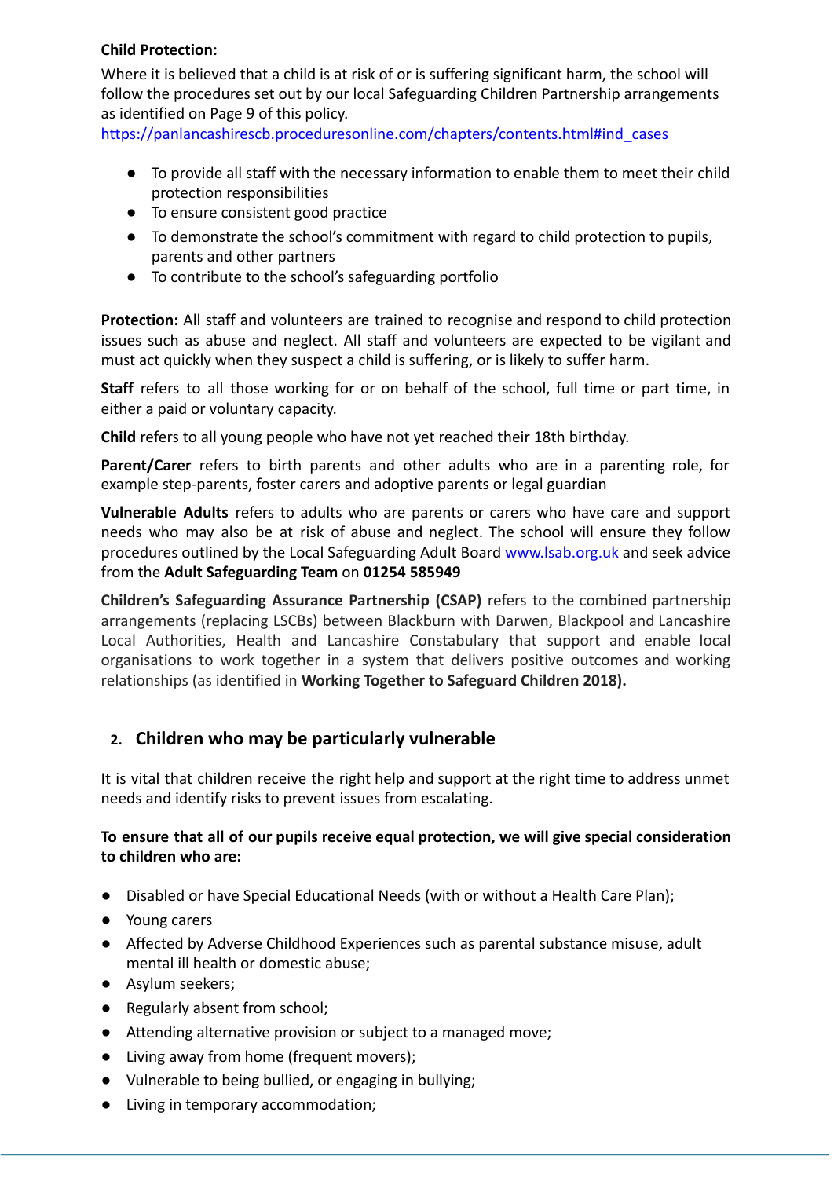**Child Protection:**

Where it is believed that a child is at risk of or is suffering significant harm, the school will follow the procedures set out by our local Safeguarding Children Partnership arrangements as identified on Page 9 of this policy.
https://panlancashirescb.proceduresonline.com/chapters/contents.html#ind_cases

- To provide all staff with the necessary information to enable them to meet their child protection responsibilities
- To ensure consistent good practice
- To demonstrate the school's commitment with regard to child protection to pupils, parents and other partners
- To contribute to the school's safeguarding portfolio

**Protection:** All staff and volunteers are trained to recognise and respond to child protection issues such as abuse and neglect. All staff and volunteers are expected to be vigilant and must act quickly when they suspect a child is suffering, or is likely to suffer harm.

**Staff** refers to all those working for or on behalf of the school, full time or part time, in either a paid or voluntary capacity.

**Child** refers to all young people who have not yet reached their 18th birthday.

**Parent/Carer** refers to birth parents and other adults who are in a parenting role, for example step-parents, foster carers and adoptive parents or legal guardian

**Vulnerable Adults** refers to adults who are parents or carers who have care and support needs who may also be at risk of abuse and neglect. The school will ensure they follow procedures outlined by the Local Safeguarding Adult Board www.lsab.org.uk and seek advice from the **Adult Safeguarding Team** on **01254 585949**

**Children's Safeguarding Assurance Partnership (CSAP)** refers to the combined partnership arrangements (replacing LSCBs) between Blackburn with Darwen, Blackpool and Lancashire Local Authorities, Health and Lancashire Constabulary that support and enable local organisations to work together in a system that delivers positive outcomes and working relationships (as identified in **Working Together to Safeguard Children 2018).**

## 2. Children who may be particularly vulnerable

It is vital that children receive the right help and support at the right time to address unmet needs and identify risks to prevent issues from escalating.

**To ensure that all of our pupils receive equal protection, we will give special consideration to children who are:**

- Disabled or have Special Educational Needs (with or without a Health Care Plan);
- Young carers
- Affected by Adverse Childhood Experiences such as parental substance misuse, adult mental ill health or domestic abuse;
- Asylum seekers;
- Regularly absent from school;
- Attending alternative provision or subject to a managed move;
- Living away from home (frequent movers);
- Vulnerable to being bullied, or engaging in bullying;
- Living in temporary accommodation;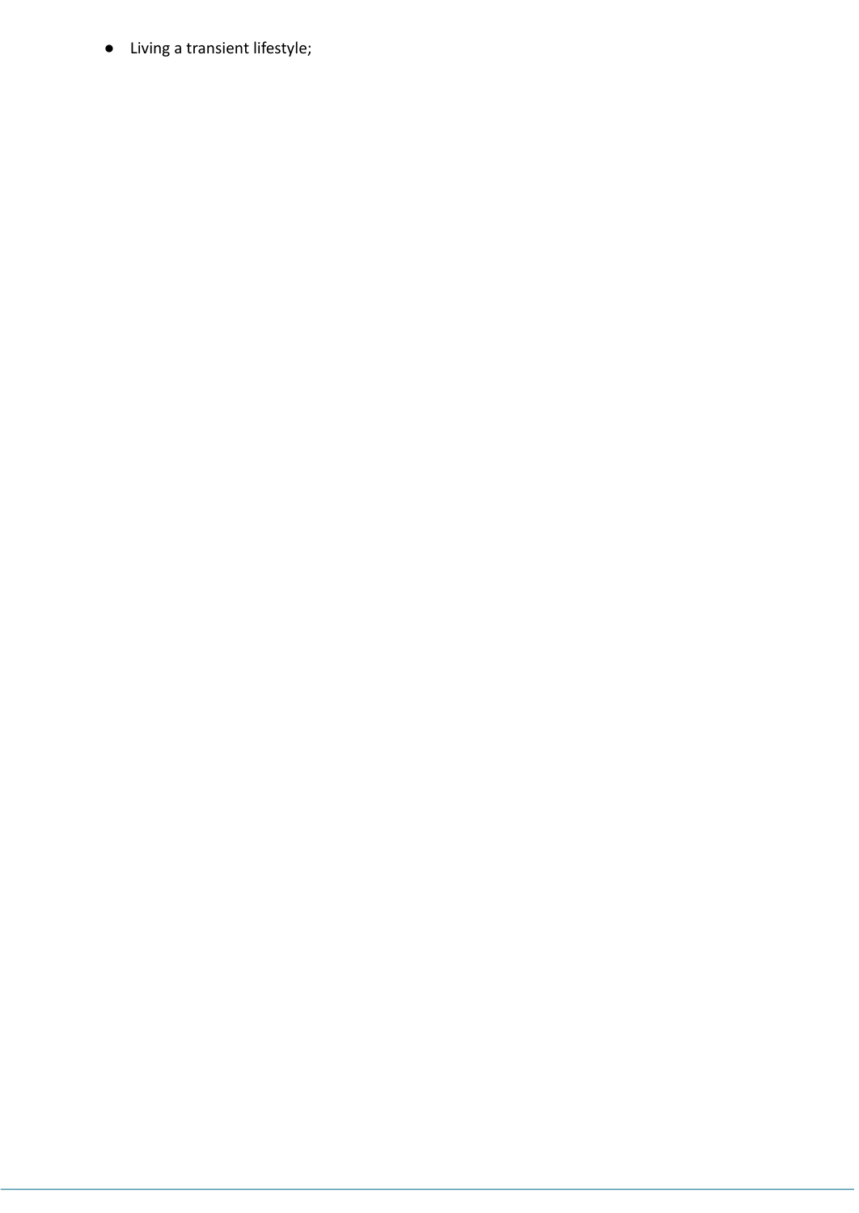- Living a transient lifestyle;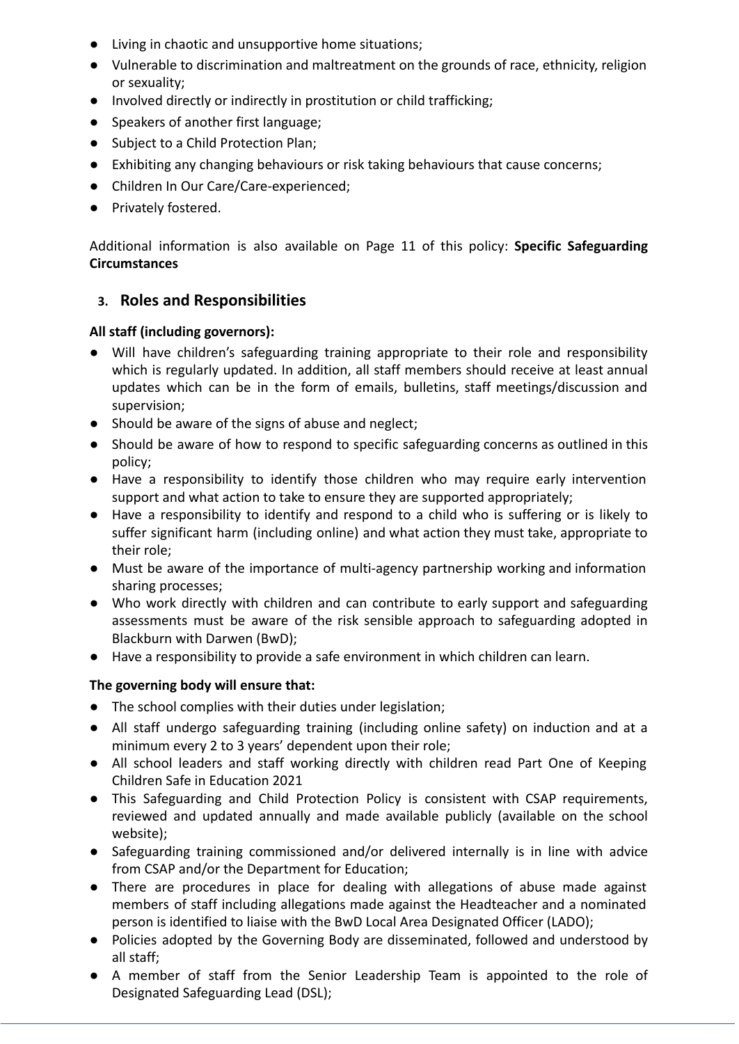- Living in chaotic and unsupportive home situations;
- Vulnerable to discrimination and maltreatment on the grounds of race, ethnicity, religion or sexuality;
- Involved directly or indirectly in prostitution or child trafficking;
- Speakers of another first language;
- Subject to a Child Protection Plan;
- Exhibiting any changing behaviours or risk taking behaviours that cause concerns;
- Children In Our Care/Care-experienced;
- Privately fostered.

Additional information is also available on Page 11 of this policy: **Specific Safeguarding Circumstances**

## 3. Roles and Responsibilities

**All staff (including governors):**

- Will have children's safeguarding training appropriate to their role and responsibility which is regularly updated. In addition, all staff members should receive at least annual updates which can be in the form of emails, bulletins, staff meetings/discussion and supervision;
- Should be aware of the signs of abuse and neglect;
- Should be aware of how to respond to specific safeguarding concerns as outlined in this policy;
- Have a responsibility to identify those children who may require early intervention support and what action to take to ensure they are supported appropriately;
- Have a responsibility to identify and respond to a child who is suffering or is likely to suffer significant harm (including online) and what action they must take, appropriate to their role;
- Must be aware of the importance of multi-agency partnership working and information sharing processes;
- Who work directly with children and can contribute to early support and safeguarding assessments must be aware of the risk sensible approach to safeguarding adopted in Blackburn with Darwen (BwD);
- Have a responsibility to provide a safe environment in which children can learn.

**The governing body will ensure that:**

- The school complies with their duties under legislation;
- All staff undergo safeguarding training (including online safety) on induction and at a minimum every 2 to 3 years' dependent upon their role;
- All school leaders and staff working directly with children read Part One of Keeping Children Safe in Education 2021
- This Safeguarding and Child Protection Policy is consistent with CSAP requirements, reviewed and updated annually and made available publicly (available on the school website);
- Safeguarding training commissioned and/or delivered internally is in line with advice from CSAP and/or the Department for Education;
- There are procedures in place for dealing with allegations of abuse made against members of staff including allegations made against the Headteacher and a nominated person is identified to liaise with the BwD Local Area Designated Officer (LADO);
- Policies adopted by the Governing Body are disseminated, followed and understood by all staff;
- A member of staff from the Senior Leadership Team is appointed to the role of Designated Safeguarding Lead (DSL);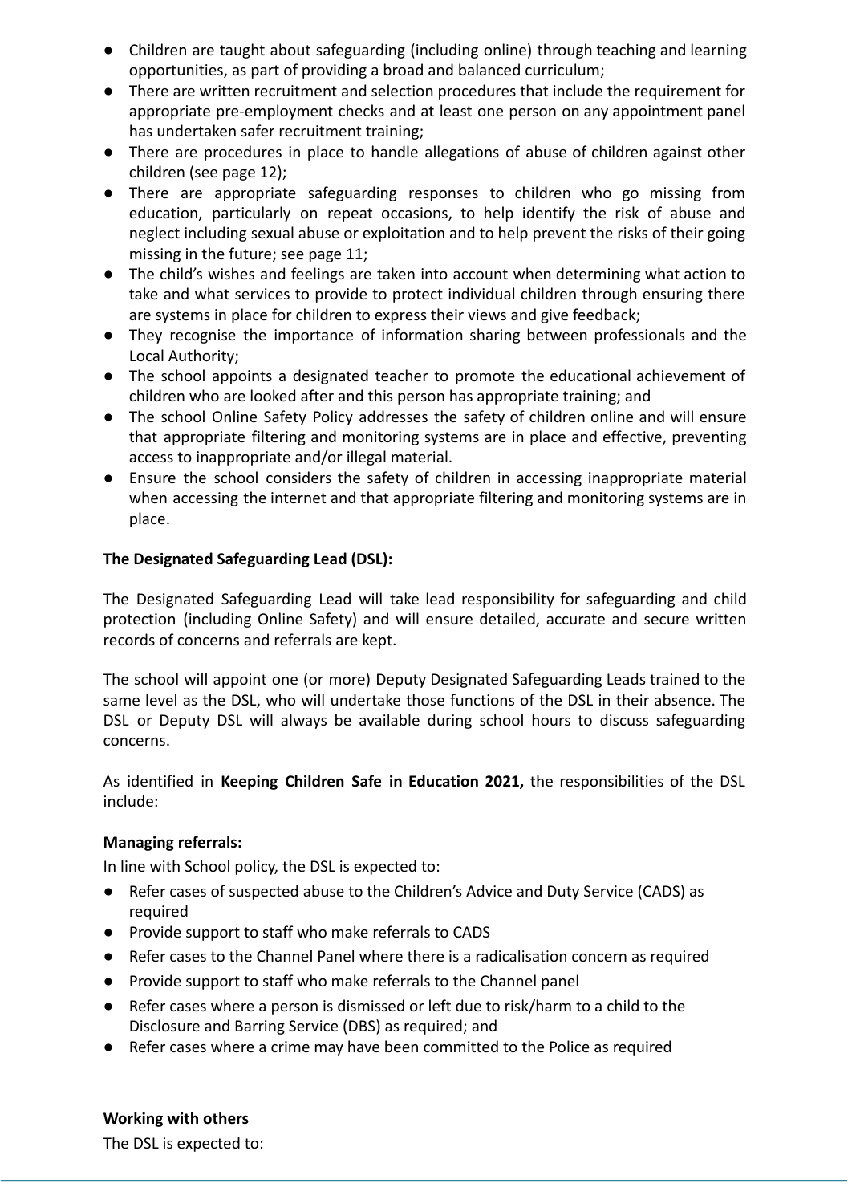- Children are taught about safeguarding (including online) through teaching and learning opportunities, as part of providing a broad and balanced curriculum;
- There are written recruitment and selection procedures that include the requirement for appropriate pre-employment checks and at least one person on any appointment panel has undertaken safer recruitment training;
- There are procedures in place to handle allegations of abuse of children against other children (see page 12);
- There are appropriate safeguarding responses to children who go missing from education, particularly on repeat occasions, to help identify the risk of abuse and neglect including sexual abuse or exploitation and to help prevent the risks of their going missing in the future; see page 11;
- The child's wishes and feelings are taken into account when determining what action to take and what services to provide to protect individual children through ensuring there are systems in place for children to express their views and give feedback;
- They recognise the importance of information sharing between professionals and the Local Authority;
- The school appoints a designated teacher to promote the educational achievement of children who are looked after and this person has appropriate training; and
- The school Online Safety Policy addresses the safety of children online and will ensure that appropriate filtering and monitoring systems are in place and effective, preventing access to inappropriate and/or illegal material.
- Ensure the school considers the safety of children in accessing inappropriate material when accessing the internet and that appropriate filtering and monitoring systems are in place.

**The Designated Safeguarding Lead (DSL):**

The Designated Safeguarding Lead will take lead responsibility for safeguarding and child protection (including Online Safety) and will ensure detailed, accurate and secure written records of concerns and referrals are kept.

The school will appoint one (or more) Deputy Designated Safeguarding Leads trained to the same level as the DSL, who will undertake those functions of the DSL in their absence. The DSL or Deputy DSL will always be available during school hours to discuss safeguarding concerns.

As identified in **Keeping Children Safe in Education 2021,** the responsibilities of the DSL include:

**Managing referrals:**

In line with School policy, the DSL is expected to:

- Refer cases of suspected abuse to the Children's Advice and Duty Service (CADS) as required
- Provide support to staff who make referrals to CADS
- Refer cases to the Channel Panel where there is a radicalisation concern as required
- Provide support to staff who make referrals to the Channel panel
- Refer cases where a person is dismissed or left due to risk/harm to a child to the Disclosure and Barring Service (DBS) as required; and
- Refer cases where a crime may have been committed to the Police as required

**Working with others**

The DSL is expected to: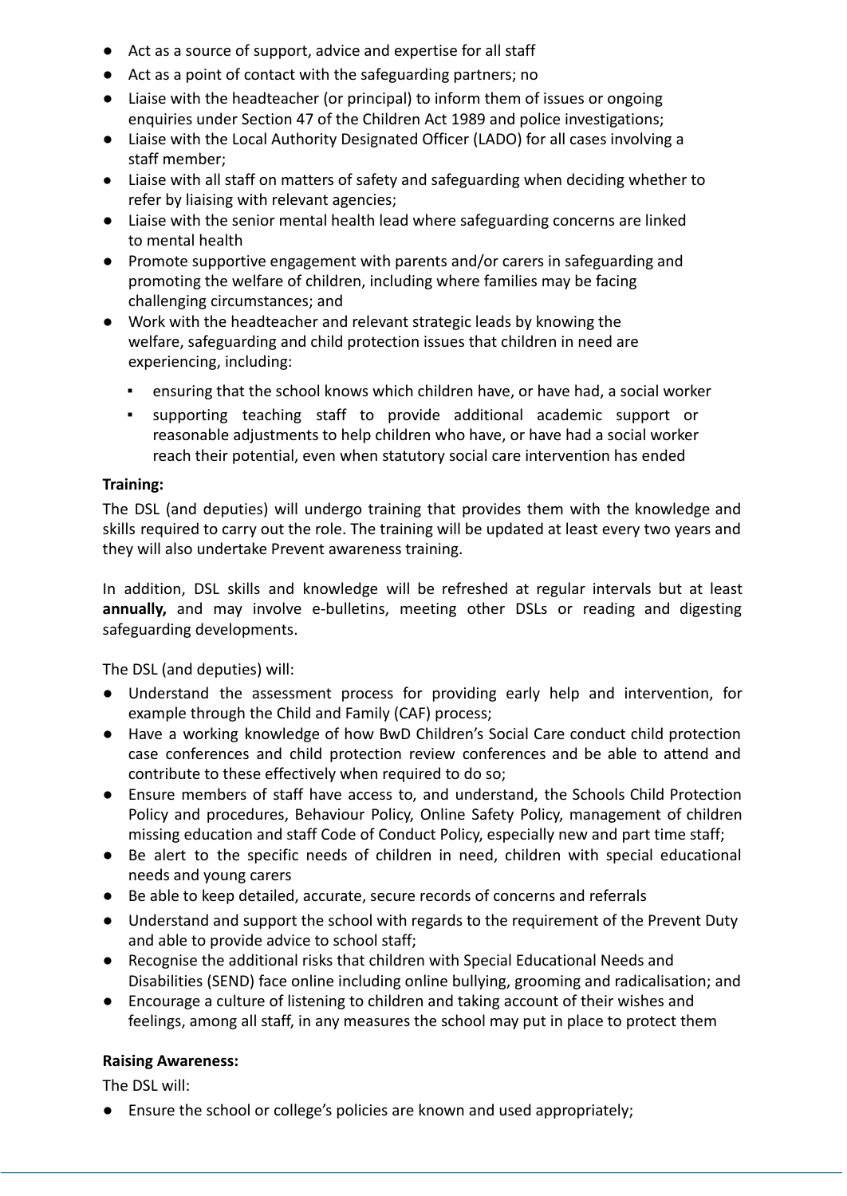- Act as a source of support, advice and expertise for all staff
- Act as a point of contact with the safeguarding partners; no
- Liaise with the headteacher (or principal) to inform them of issues or ongoing enquiries under Section 47 of the Children Act 1989 and police investigations;
- Liaise with the Local Authority Designated Officer (LADO) for all cases involving a staff member;
- Liaise with all staff on matters of safety and safeguarding when deciding whether to refer by liaising with relevant agencies;
- Liaise with the senior mental health lead where safeguarding concerns are linked to mental health
- Promote supportive engagement with parents and/or carers in safeguarding and promoting the welfare of children, including where families may be facing challenging circumstances; and
- Work with the headteacher and relevant strategic leads by knowing the welfare, safeguarding and child protection issues that children in need are experiencing, including:
  - ensuring that the school knows which children have, or have had, a social worker
  - supporting teaching staff to provide additional academic support or reasonable adjustments to help children who have, or have had a social worker reach their potential, even when statutory social care intervention has ended

**Training:**

The DSL (and deputies) will undergo training that provides them with the knowledge and skills required to carry out the role. The training will be updated at least every two years and they will also undertake Prevent awareness training.

In addition, DSL skills and knowledge will be refreshed at regular intervals but at least **annually,** and may involve e-bulletins, meeting other DSLs or reading and digesting safeguarding developments.

The DSL (and deputies) will:

- Understand the assessment process for providing early help and intervention, for example through the Child and Family (CAF) process;
- Have a working knowledge of how BwD Children's Social Care conduct child protection case conferences and child protection review conferences and be able to attend and contribute to these effectively when required to do so;
- Ensure members of staff have access to, and understand, the Schools Child Protection Policy and procedures, Behaviour Policy, Online Safety Policy, management of children missing education and staff Code of Conduct Policy, especially new and part time staff;
- Be alert to the specific needs of children in need, children with special educational needs and young carers
- Be able to keep detailed, accurate, secure records of concerns and referrals
- Understand and support the school with regards to the requirement of the Prevent Duty and able to provide advice to school staff;
- Recognise the additional risks that children with Special Educational Needs and Disabilities (SEND) face online including online bullying, grooming and radicalisation; and
- Encourage a culture of listening to children and taking account of their wishes and feelings, among all staff, in any measures the school may put in place to protect them

**Raising Awareness:**

The DSL will:

- Ensure the school or college's policies are known and used appropriately;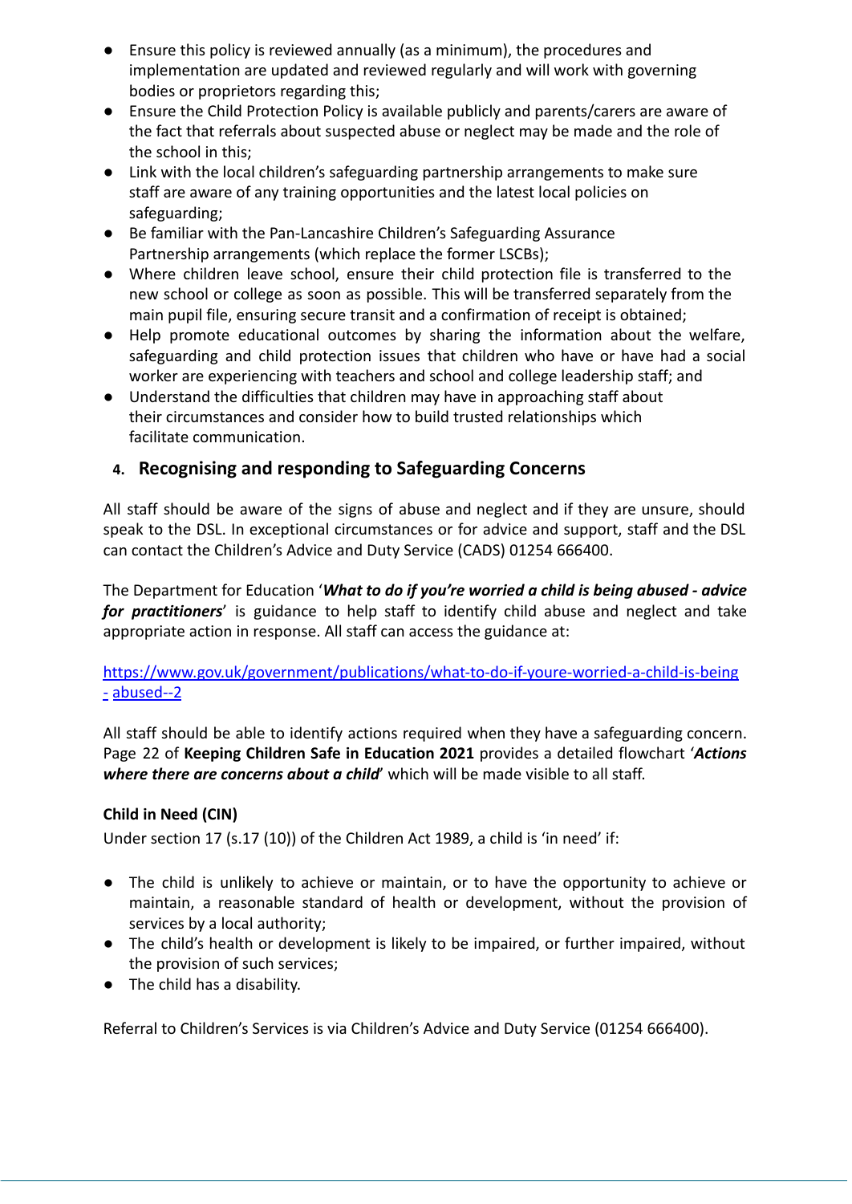- Ensure this policy is reviewed annually (as a minimum), the procedures and implementation are updated and reviewed regularly and will work with governing bodies or proprietors regarding this;
- Ensure the Child Protection Policy is available publicly and parents/carers are aware of the fact that referrals about suspected abuse or neglect may be made and the role of the school in this;
- Link with the local children's safeguarding partnership arrangements to make sure staff are aware of any training opportunities and the latest local policies on safeguarding;
- Be familiar with the Pan-Lancashire Children's Safeguarding Assurance Partnership arrangements (which replace the former LSCBs);
- Where children leave school, ensure their child protection file is transferred to the new school or college as soon as possible. This will be transferred separately from the main pupil file, ensuring secure transit and a confirmation of receipt is obtained;
- Help promote educational outcomes by sharing the information about the welfare, safeguarding and child protection issues that children who have or have had a social worker are experiencing with teachers and school and college leadership staff; and
- Understand the difficulties that children may have in approaching staff about their circumstances and consider how to build trusted relationships which facilitate communication.

## 4. Recognising and responding to Safeguarding Concerns

All staff should be aware of the signs of abuse and neglect and if they are unsure, should speak to the DSL. In exceptional circumstances or for advice and support, staff and the DSL can contact the Children's Advice and Duty Service (CADS) 01254 666400.

The Department for Education '***What to do if you're worried a child is being abused - advice for practitioners***' is guidance to help staff to identify child abuse and neglect and take appropriate action in response. All staff can access the guidance at:

https://www.gov.uk/government/publications/what-to-do-if-youre-worried-a-child-is-being-abused--2

All staff should be able to identify actions required when they have a safeguarding concern. Page 22 of **Keeping Children Safe in Education 2021** provides a detailed flowchart '***Actions where there are concerns about a child***' which will be made visible to all staff.

**Child in Need (CIN)**

Under section 17 (s.17 (10)) of the Children Act 1989, a child is 'in need' if:

- The child is unlikely to achieve or maintain, or to have the opportunity to achieve or maintain, a reasonable standard of health or development, without the provision of services by a local authority;
- The child's health or development is likely to be impaired, or further impaired, without the provision of such services;
- The child has a disability.

Referral to Children's Services is via Children's Advice and Duty Service (01254 666400).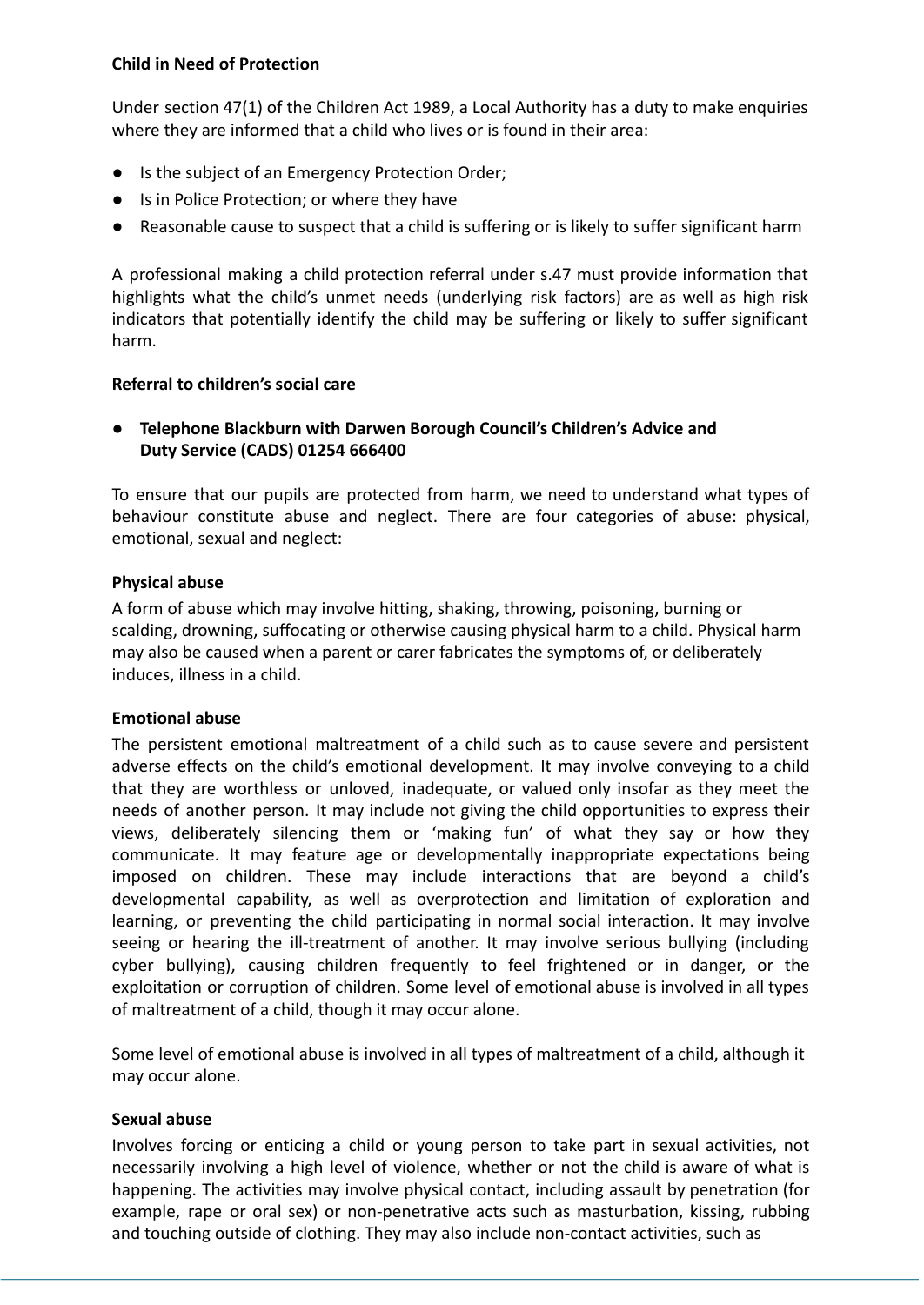**Child in Need of Protection**

Under section 47(1) of the Children Act 1989, a Local Authority has a duty to make enquiries where they are informed that a child who lives or is found in their area:

- Is the subject of an Emergency Protection Order;
- Is in Police Protection; or where they have
- Reasonable cause to suspect that a child is suffering or is likely to suffer significant harm

A professional making a child protection referral under s.47 must provide information that highlights what the child's unmet needs (underlying risk factors) are as well as high risk indicators that potentially identify the child may be suffering or likely to suffer significant harm.

**Referral to children's social care**

- **Telephone Blackburn with Darwen Borough Council's Children's Advice and Duty Service (CADS) 01254 666400**

To ensure that our pupils are protected from harm, we need to understand what types of behaviour constitute abuse and neglect. There are four categories of abuse: physical, emotional, sexual and neglect:

**Physical abuse**
A form of abuse which may involve hitting, shaking, throwing, poisoning, burning or scalding, drowning, suffocating or otherwise causing physical harm to a child. Physical harm may also be caused when a parent or carer fabricates the symptoms of, or deliberately induces, illness in a child.

**Emotional abuse**
The persistent emotional maltreatment of a child such as to cause severe and persistent adverse effects on the child's emotional development. It may involve conveying to a child that they are worthless or unloved, inadequate, or valued only insofar as they meet the needs of another person. It may include not giving the child opportunities to express their views, deliberately silencing them or 'making fun' of what they say or how they communicate. It may feature age or developmentally inappropriate expectations being imposed on children. These may include interactions that are beyond a child's developmental capability, as well as overprotection and limitation of exploration and learning, or preventing the child participating in normal social interaction. It may involve seeing or hearing the ill-treatment of another. It may involve serious bullying (including cyber bullying), causing children frequently to feel frightened or in danger, or the exploitation or corruption of children. Some level of emotional abuse is involved in all types of maltreatment of a child, though it may occur alone.

Some level of emotional abuse is involved in all types of maltreatment of a child, although it may occur alone.

**Sexual abuse**
Involves forcing or enticing a child or young person to take part in sexual activities, not necessarily involving a high level of violence, whether or not the child is aware of what is happening. The activities may involve physical contact, including assault by penetration (for example, rape or oral sex) or non-penetrative acts such as masturbation, kissing, rubbing and touching outside of clothing. They may also include non-contact activities, such as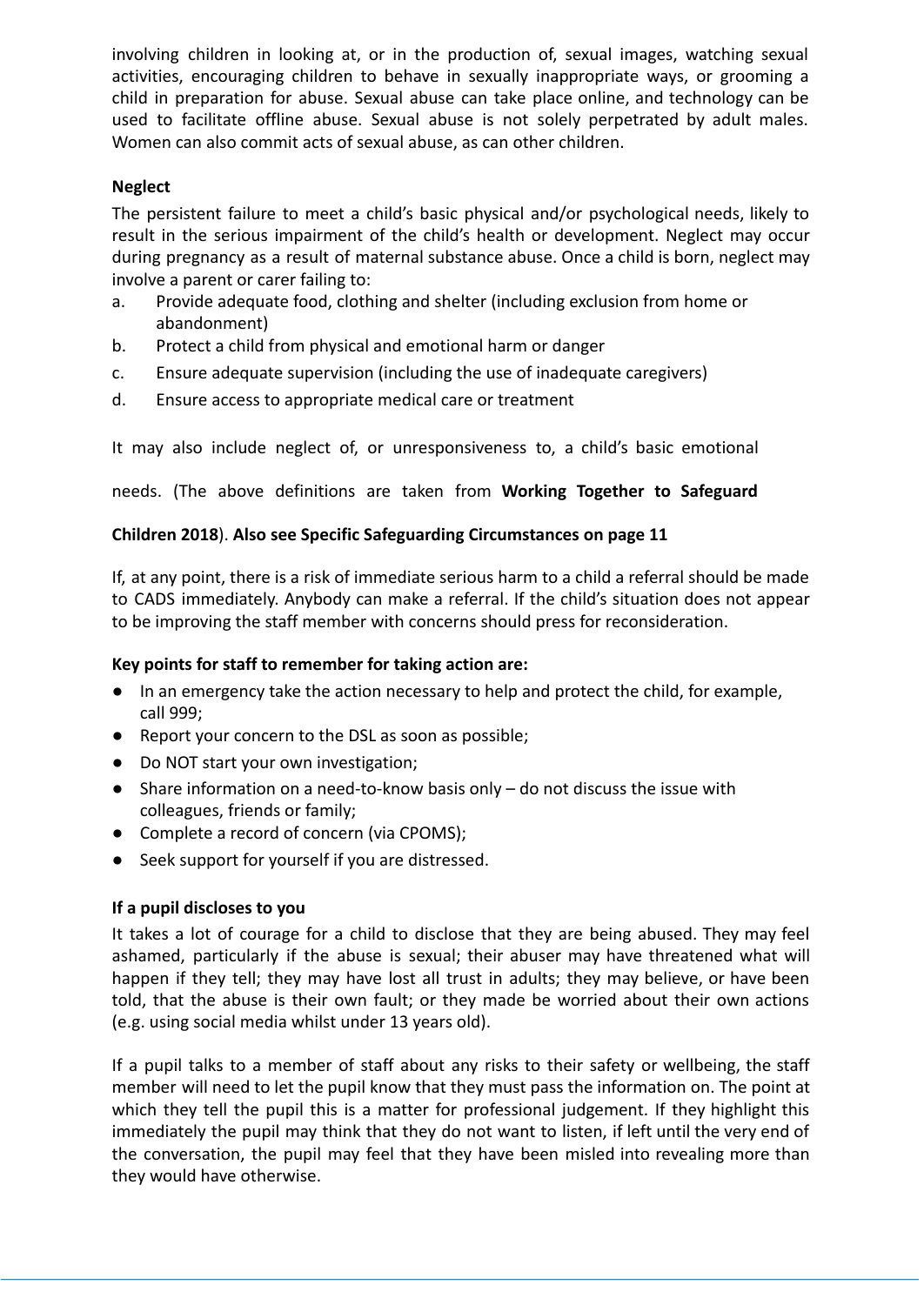involving children in looking at, or in the production of, sexual images, watching sexual activities, encouraging children to behave in sexually inappropriate ways, or grooming a child in preparation for abuse. Sexual abuse can take place online, and technology can be used to facilitate offline abuse. Sexual abuse is not solely perpetrated by adult males. Women can also commit acts of sexual abuse, as can other children.

**Neglect**

The persistent failure to meet a child's basic physical and/or psychological needs, likely to result in the serious impairment of the child's health or development. Neglect may occur during pregnancy as a result of maternal substance abuse. Once a child is born, neglect may involve a parent or carer failing to:

a. Provide adequate food, clothing and shelter (including exclusion from home or abandonment)
b. Protect a child from physical and emotional harm or danger
c. Ensure adequate supervision (including the use of inadequate caregivers)
d. Ensure access to appropriate medical care or treatment

It may also include neglect of, or unresponsiveness to, a child's basic emotional needs. (The above definitions are taken from **Working Together to Safeguard Children 2018**). **Also see Specific Safeguarding Circumstances on page 11**

If, at any point, there is a risk of immediate serious harm to a child a referral should be made to CADS immediately. Anybody can make a referral. If the child's situation does not appear to be improving the staff member with concerns should press for reconsideration.

**Key points for staff to remember for taking action are:**

- In an emergency take the action necessary to help and protect the child, for example, call 999;
- Report your concern to the DSL as soon as possible;
- Do NOT start your own investigation;
- Share information on a need-to-know basis only – do not discuss the issue with colleagues, friends or family;
- Complete a record of concern (via CPOMS);
- Seek support for yourself if you are distressed.

**If a pupil discloses to you**

It takes a lot of courage for a child to disclose that they are being abused. They may feel ashamed, particularly if the abuse is sexual; their abuser may have threatened what will happen if they tell; they may have lost all trust in adults; they may believe, or have been told, that the abuse is their own fault; or they made be worried about their own actions (e.g. using social media whilst under 13 years old).

If a pupil talks to a member of staff about any risks to their safety or wellbeing, the staff member will need to let the pupil know that they must pass the information on. The point at which they tell the pupil this is a matter for professional judgement. If they highlight this immediately the pupil may think that they do not want to listen, if left until the very end of the conversation, the pupil may feel that they have been misled into revealing more than they would have otherwise.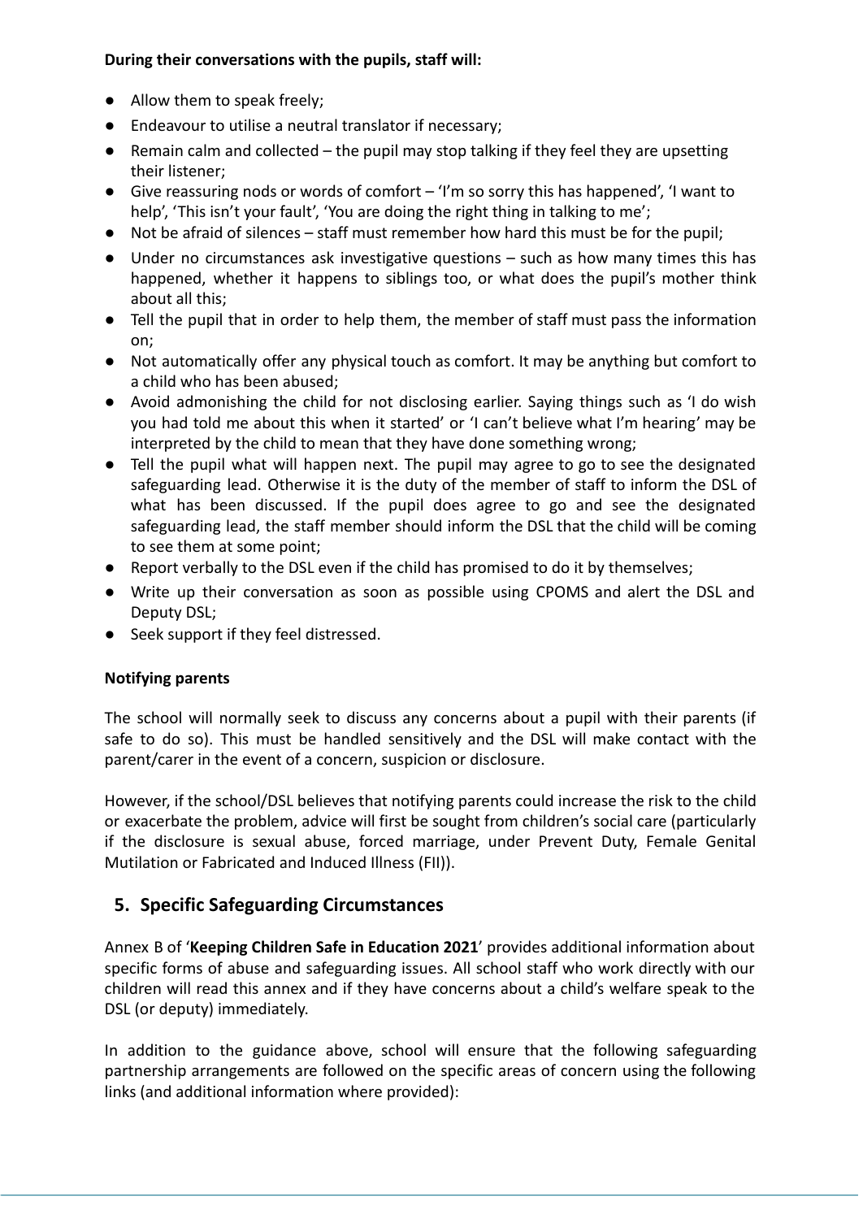**During their conversations with the pupils, staff will:**

- Allow them to speak freely;
- Endeavour to utilise a neutral translator if necessary;
- Remain calm and collected – the pupil may stop talking if they feel they are upsetting their listener;
- Give reassuring nods or words of comfort – 'I'm so sorry this has happened', 'I want to help', 'This isn't your fault', 'You are doing the right thing in talking to me';
- Not be afraid of silences – staff must remember how hard this must be for the pupil;
- Under no circumstances ask investigative questions – such as how many times this has happened, whether it happens to siblings too, or what does the pupil's mother think about all this;
- Tell the pupil that in order to help them, the member of staff must pass the information on;
- Not automatically offer any physical touch as comfort. It may be anything but comfort to a child who has been abused;
- Avoid admonishing the child for not disclosing earlier. Saying things such as 'I do wish you had told me about this when it started' or 'I can't believe what I'm hearing' may be interpreted by the child to mean that they have done something wrong;
- Tell the pupil what will happen next. The pupil may agree to go to see the designated safeguarding lead. Otherwise it is the duty of the member of staff to inform the DSL of what has been discussed. If the pupil does agree to go and see the designated safeguarding lead, the staff member should inform the DSL that the child will be coming to see them at some point;
- Report verbally to the DSL even if the child has promised to do it by themselves;
- Write up their conversation as soon as possible using CPOMS and alert the DSL and Deputy DSL;
- Seek support if they feel distressed.

**Notifying parents**

The school will normally seek to discuss any concerns about a pupil with their parents (if safe to do so). This must be handled sensitively and the DSL will make contact with the parent/carer in the event of a concern, suspicion or disclosure.

However, if the school/DSL believes that notifying parents could increase the risk to the child or exacerbate the problem, advice will first be sought from children's social care (particularly if the disclosure is sexual abuse, forced marriage, under Prevent Duty, Female Genital Mutilation or Fabricated and Induced Illness (FII)).

## 5. Specific Safeguarding Circumstances

Annex B of '**Keeping Children Safe in Education 2021**' provides additional information about specific forms of abuse and safeguarding issues. All school staff who work directly with our children will read this annex and if they have concerns about a child's welfare speak to the DSL (or deputy) immediately.

In addition to the guidance above, school will ensure that the following safeguarding partnership arrangements are followed on the specific areas of concern using the following links (and additional information where provided):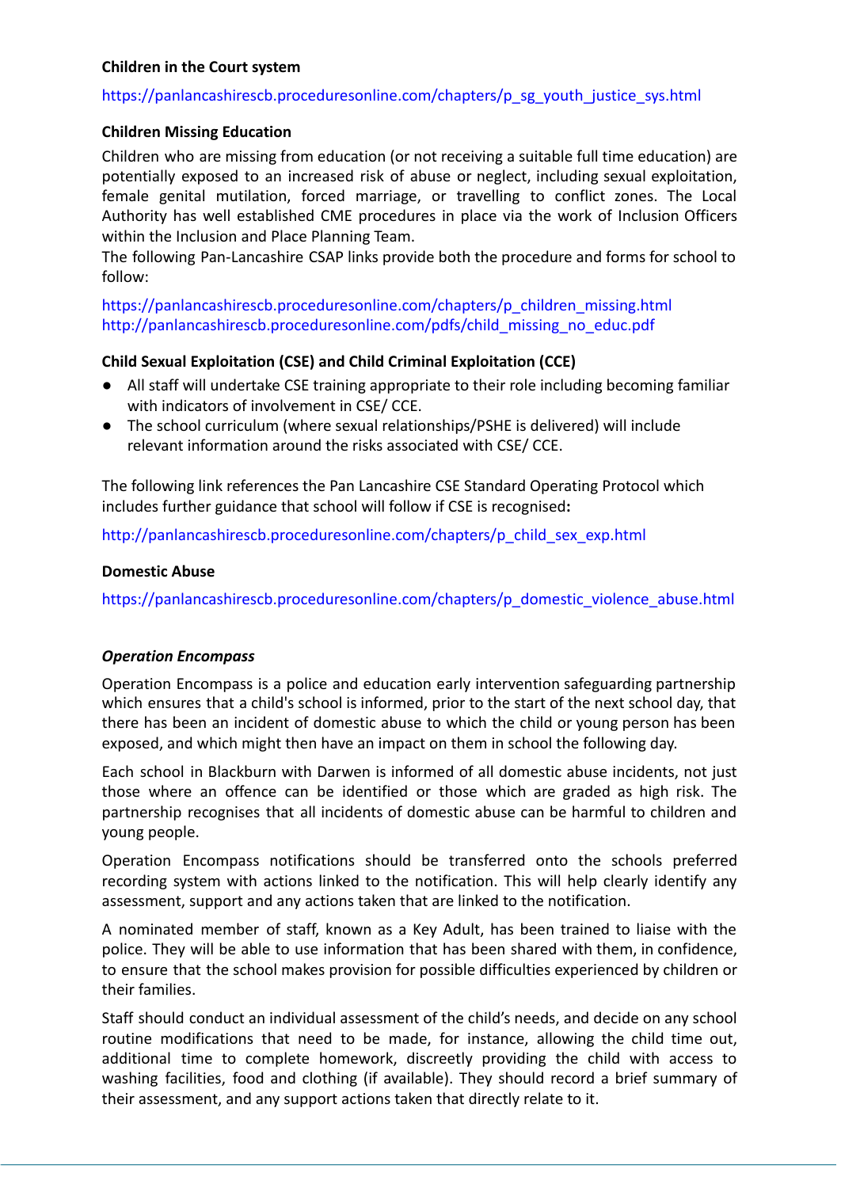**Children in the Court system**

https://panlancashirescb.proceduresonline.com/chapters/p_sg_youth_justice_sys.html

**Children Missing Education**

Children who are missing from education (or not receiving a suitable full time education) are potentially exposed to an increased risk of abuse or neglect, including sexual exploitation, female genital mutilation, forced marriage, or travelling to conflict zones. The Local Authority has well established CME procedures in place via the work of Inclusion Officers within the Inclusion and Place Planning Team.

The following Pan-Lancashire CSAP links provide both the procedure and forms for school to follow:

https://panlancashirescb.proceduresonline.com/chapters/p_children_missing.html
http://panlancashirescb.proceduresonline.com/pdfs/child_missing_no_educ.pdf

**Child Sexual Exploitation (CSE) and Child Criminal Exploitation (CCE)**

- All staff will undertake CSE training appropriate to their role including becoming familiar with indicators of involvement in CSE/ CCE.
- The school curriculum (where sexual relationships/PSHE is delivered) will include relevant information around the risks associated with CSE/ CCE.

The following link references the Pan Lancashire CSE Standard Operating Protocol which includes further guidance that school will follow if CSE is recognised**:**

http://panlancashirescb.proceduresonline.com/chapters/p_child_sex_exp.html

**Domestic Abuse**

https://panlancashirescb.proceduresonline.com/chapters/p_domestic_violence_abuse.html

***Operation Encompass***

Operation Encompass is a police and education early intervention safeguarding partnership which ensures that a child's school is informed, prior to the start of the next school day, that there has been an incident of domestic abuse to which the child or young person has been exposed, and which might then have an impact on them in school the following day.

Each school in Blackburn with Darwen is informed of all domestic abuse incidents, not just those where an offence can be identified or those which are graded as high risk. The partnership recognises that all incidents of domestic abuse can be harmful to children and young people.

Operation Encompass notifications should be transferred onto the schools preferred recording system with actions linked to the notification. This will help clearly identify any assessment, support and any actions taken that are linked to the notification.

A nominated member of staff, known as a Key Adult, has been trained to liaise with the police. They will be able to use information that has been shared with them, in confidence, to ensure that the school makes provision for possible difficulties experienced by children or their families.

Staff should conduct an individual assessment of the child's needs, and decide on any school routine modifications that need to be made, for instance, allowing the child time out, additional time to complete homework, discreetly providing the child with access to washing facilities, food and clothing (if available). They should record a brief summary of their assessment, and any support actions taken that directly relate to it.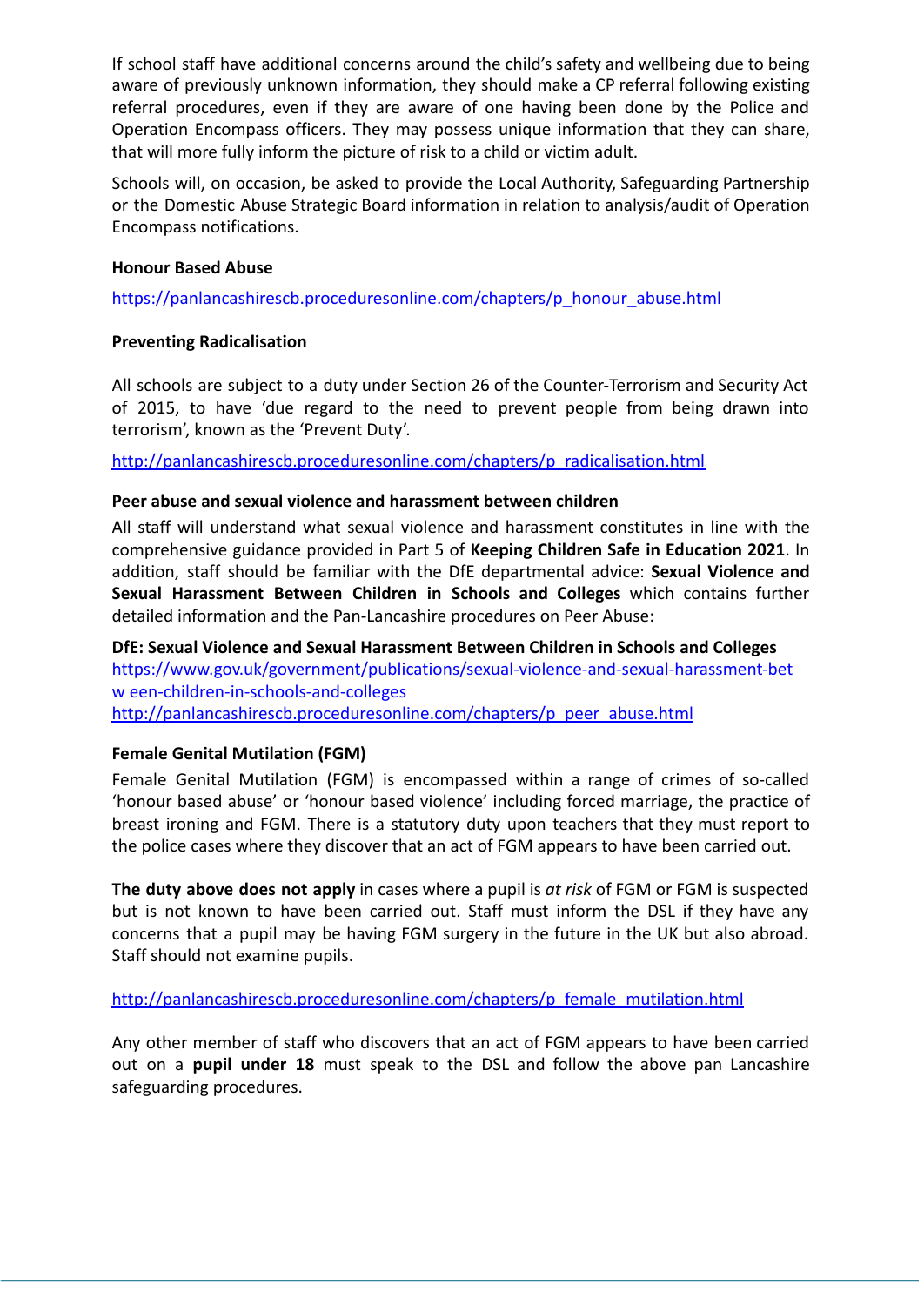If school staff have additional concerns around the child's safety and wellbeing due to being aware of previously unknown information, they should make a CP referral following existing referral procedures, even if they are aware of one having been done by the Police and Operation Encompass officers. They may possess unique information that they can share, that will more fully inform the picture of risk to a child or victim adult.

Schools will, on occasion, be asked to provide the Local Authority, Safeguarding Partnership or the Domestic Abuse Strategic Board information in relation to analysis/audit of Operation Encompass notifications.

**Honour Based Abuse**

https://panlancashirescb.proceduresonline.com/chapters/p_honour_abuse.html

**Preventing Radicalisation**

All schools are subject to a duty under Section 26 of the Counter-Terrorism and Security Act of 2015, to have 'due regard to the need to prevent people from being drawn into terrorism', known as the 'Prevent Duty'.

http://panlancashirescb.proceduresonline.com/chapters/p_radicalisation.html

**Peer abuse and sexual violence and harassment between children**

All staff will understand what sexual violence and harassment constitutes in line with the comprehensive guidance provided in Part 5 of **Keeping Children Safe in Education 2021**. In addition, staff should be familiar with the DfE departmental advice: **Sexual Violence and Sexual Harassment Between Children in Schools and Colleges** which contains further detailed information and the Pan-Lancashire procedures on Peer Abuse:

**DfE: Sexual Violence and Sexual Harassment Between Children in Schools and Colleges**
https://www.gov.uk/government/publications/sexual-violence-and-sexual-harassment-between-children-in-schools-and-colleges
http://panlancashirescb.proceduresonline.com/chapters/p_peer_abuse.html

**Female Genital Mutilation (FGM)**

Female Genital Mutilation (FGM) is encompassed within a range of crimes of so-called 'honour based abuse' or 'honour based violence' including forced marriage, the practice of breast ironing and FGM. There is a statutory duty upon teachers that they must report to the police cases where they discover that an act of FGM appears to have been carried out.

**The duty above does not apply** in cases where a pupil is *at risk* of FGM or FGM is suspected but is not known to have been carried out. Staff must inform the DSL if they have any concerns that a pupil may be having FGM surgery in the future in the UK but also abroad. Staff should not examine pupils.

http://panlancashirescb.proceduresonline.com/chapters/p_female_mutilation.html

Any other member of staff who discovers that an act of FGM appears to have been carried out on a **pupil under 18** must speak to the DSL and follow the above pan Lancashire safeguarding procedures.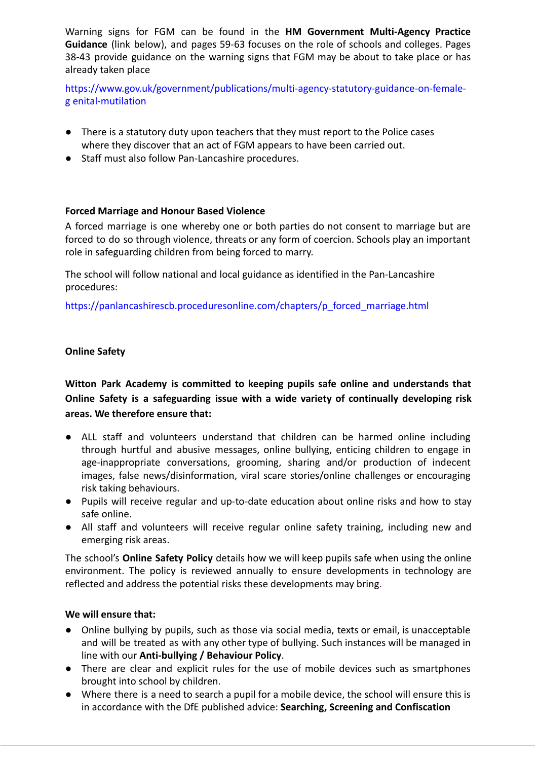Warning signs for FGM can be found in the **HM Government Multi-Agency Practice Guidance** (link below), and pages 59-63 focuses on the role of schools and colleges. Pages 38-43 provide guidance on the warning signs that FGM may be about to take place or has already taken place

https://www.gov.uk/government/publications/multi-agency-statutory-guidance-on-female-g enital-mutilation

- There is a statutory duty upon teachers that they must report to the Police cases where they discover that an act of FGM appears to have been carried out.
- Staff must also follow Pan-Lancashire procedures.

**Forced Marriage and Honour Based Violence**

A forced marriage is one whereby one or both parties do not consent to marriage but are forced to do so through violence, threats or any form of coercion. Schools play an important role in safeguarding children from being forced to marry.

The school will follow national and local guidance as identified in the Pan-Lancashire procedures:

https://panlancashirescb.proceduresonline.com/chapters/p_forced_marriage.html

**Online Safety**

**Witton Park Academy is committed to keeping pupils safe online and understands that Online Safety is a safeguarding issue with a wide variety of continually developing risk areas. We therefore ensure that:**

- ALL staff and volunteers understand that children can be harmed online including through hurtful and abusive messages, online bullying, enticing children to engage in age-inappropriate conversations, grooming, sharing and/or production of indecent images, false news/disinformation, viral scare stories/online challenges or encouraging risk taking behaviours.
- Pupils will receive regular and up-to-date education about online risks and how to stay safe online.
- All staff and volunteers will receive regular online safety training, including new and emerging risk areas.

The school's **Online Safety Policy** details how we will keep pupils safe when using the online environment. The policy is reviewed annually to ensure developments in technology are reflected and address the potential risks these developments may bring.

**We will ensure that:**

- Online bullying by pupils, such as those via social media, texts or email, is unacceptable and will be treated as with any other type of bullying. Such instances will be managed in line with our **Anti-bullying / Behaviour Policy**.
- There are clear and explicit rules for the use of mobile devices such as smartphones brought into school by children.
- Where there is a need to search a pupil for a mobile device, the school will ensure this is in accordance with the DfE published advice: **Searching, Screening and Confiscation**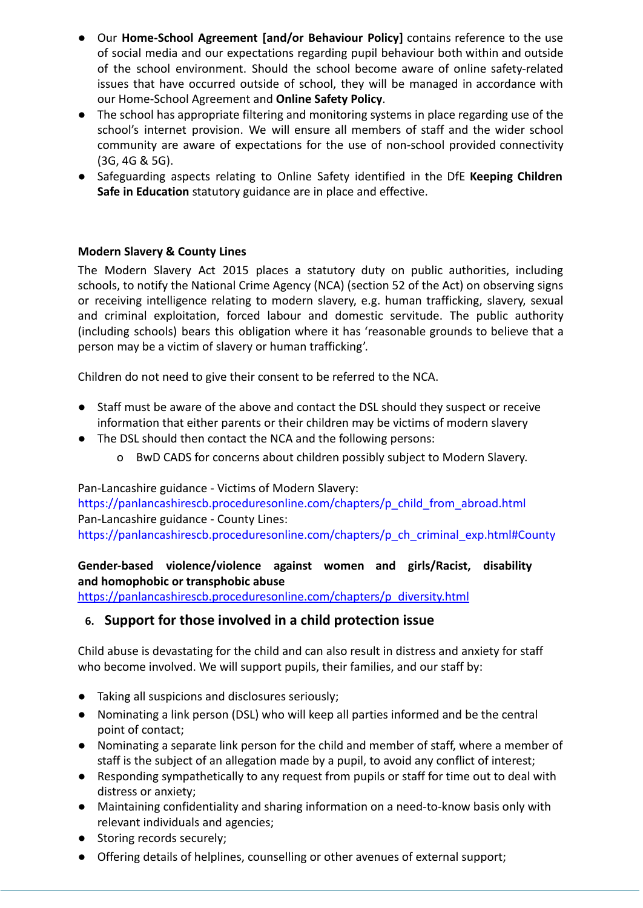- Our **Home-School Agreement [and/or Behaviour Policy]** contains reference to the use of social media and our expectations regarding pupil behaviour both within and outside of the school environment. Should the school become aware of online safety-related issues that have occurred outside of school, they will be managed in accordance with our Home-School Agreement and **Online Safety Policy**.
- The school has appropriate filtering and monitoring systems in place regarding use of the school's internet provision. We will ensure all members of staff and the wider school community are aware of expectations for the use of non-school provided connectivity (3G, 4G & 5G).
- Safeguarding aspects relating to Online Safety identified in the DfE **Keeping Children Safe in Education** statutory guidance are in place and effective.

**Modern Slavery & County Lines**

The Modern Slavery Act 2015 places a statutory duty on public authorities, including schools, to notify the National Crime Agency (NCA) (section 52 of the Act) on observing signs or receiving intelligence relating to modern slavery, e.g. human trafficking, slavery, sexual and criminal exploitation, forced labour and domestic servitude. The public authority (including schools) bears this obligation where it has 'reasonable grounds to believe that a person may be a victim of slavery or human trafficking'.

Children do not need to give their consent to be referred to the NCA.

- Staff must be aware of the above and contact the DSL should they suspect or receive information that either parents or their children may be victims of modern slavery
- The DSL should then contact the NCA and the following persons:
  - BwD CADS for concerns about children possibly subject to Modern Slavery.

Pan-Lancashire guidance - Victims of Modern Slavery:
https://panlancashirescb.proceduresonline.com/chapters/p_child_from_abroad.html
Pan-Lancashire guidance - County Lines:
https://panlancashirescb.proceduresonline.com/chapters/p_ch_criminal_exp.html#County

**Gender-based violence/violence against women and girls/Racist, disability and homophobic or transphobic abuse**
https://panlancashirescb.proceduresonline.com/chapters/p_diversity.html

## 6. Support for those involved in a child protection issue

Child abuse is devastating for the child and can also result in distress and anxiety for staff who become involved. We will support pupils, their families, and our staff by:

- Taking all suspicions and disclosures seriously;
- Nominating a link person (DSL) who will keep all parties informed and be the central point of contact;
- Nominating a separate link person for the child and member of staff, where a member of staff is the subject of an allegation made by a pupil, to avoid any conflict of interest;
- Responding sympathetically to any request from pupils or staff for time out to deal with distress or anxiety;
- Maintaining confidentiality and sharing information on a need-to-know basis only with relevant individuals and agencies;
- Storing records securely;
- Offering details of helplines, counselling or other avenues of external support;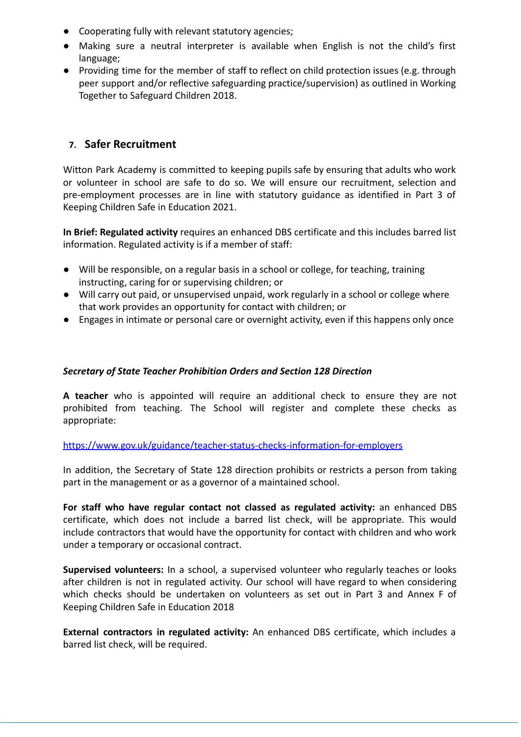- Cooperating fully with relevant statutory agencies;
- Making sure a neutral interpreter is available when English is not the child's first language;
- Providing time for the member of staff to reflect on child protection issues (e.g. through peer support and/or reflective safeguarding practice/supervision) as outlined in Working Together to Safeguard Children 2018.

## 7. Safer Recruitment

Witton Park Academy is committed to keeping pupils safe by ensuring that adults who work or volunteer in school are safe to do so. We will ensure our recruitment, selection and pre-employment processes are in line with statutory guidance as identified in Part 3 of Keeping Children Safe in Education 2021.

**In Brief: Regulated activity** requires an enhanced DBS certificate and this includes barred list information. Regulated activity is if a member of staff:

- Will be responsible, on a regular basis in a school or college, for teaching, training instructing, caring for or supervising children; or
- Will carry out paid, or unsupervised unpaid, work regularly in a school or college where that work provides an opportunity for contact with children; or
- Engages in intimate or personal care or overnight activity, even if this happens only once

***Secretary of State Teacher Prohibition Orders and Section 128 Direction***

**A teacher** who is appointed will require an additional check to ensure they are not prohibited from teaching. The School will register and complete these checks as appropriate:

https://www.gov.uk/guidance/teacher-status-checks-information-for-employers

In addition, the Secretary of State 128 direction prohibits or restricts a person from taking part in the management or as a governor of a maintained school.

**For staff who have regular contact not classed as regulated activity:** an enhanced DBS certificate, which does not include a barred list check, will be appropriate. This would include contractors that would have the opportunity for contact with children and who work under a temporary or occasional contract.

**Supervised volunteers:** In a school, a supervised volunteer who regularly teaches or looks after children is not in regulated activity. Our school will have regard to when considering which checks should be undertaken on volunteers as set out in Part 3 and Annex F of Keeping Children Safe in Education 2018

**External contractors in regulated activity:** An enhanced DBS certificate, which includes a barred list check, will be required.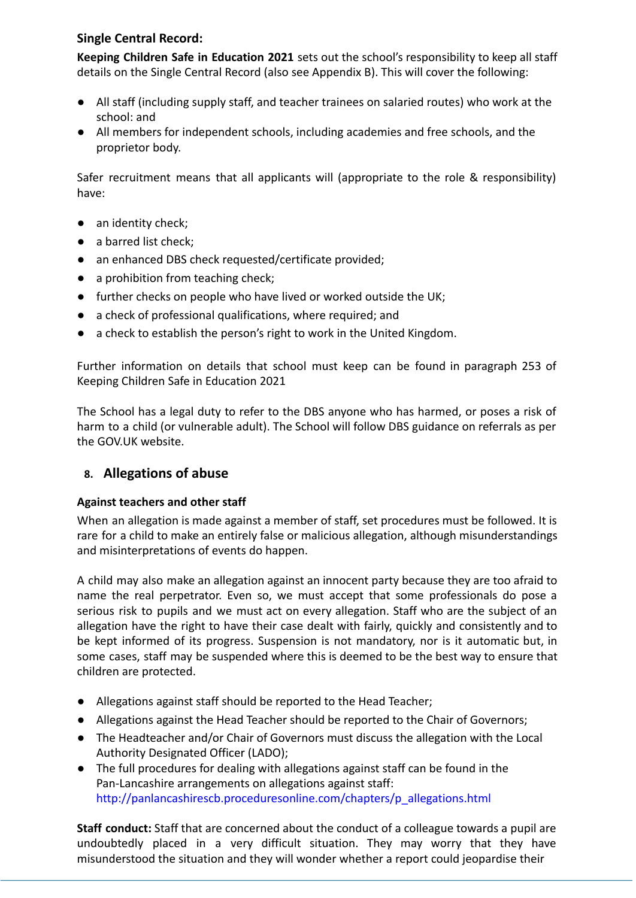**Single Central Record:**

**Keeping Children Safe in Education 2021** sets out the school's responsibility to keep all staff details on the Single Central Record (also see Appendix B). This will cover the following:

- All staff (including supply staff, and teacher trainees on salaried routes) who work at the school: and
- All members for independent schools, including academies and free schools, and the proprietor body.

Safer recruitment means that all applicants will (appropriate to the role & responsibility) have:

- an identity check;
- a barred list check;
- an enhanced DBS check requested/certificate provided;
- a prohibition from teaching check;
- further checks on people who have lived or worked outside the UK;
- a check of professional qualifications, where required; and
- a check to establish the person's right to work in the United Kingdom.

Further information on details that school must keep can be found in paragraph 253 of Keeping Children Safe in Education 2021

The School has a legal duty to refer to the DBS anyone who has harmed, or poses a risk of harm to a child (or vulnerable adult). The School will follow DBS guidance on referrals as per the GOV.UK website.

## 8. Allegations of abuse

**Against teachers and other staff**

When an allegation is made against a member of staff, set procedures must be followed. It is rare for a child to make an entirely false or malicious allegation, although misunderstandings and misinterpretations of events do happen.

A child may also make an allegation against an innocent party because they are too afraid to name the real perpetrator. Even so, we must accept that some professionals do pose a serious risk to pupils and we must act on every allegation. Staff who are the subject of an allegation have the right to have their case dealt with fairly, quickly and consistently and to be kept informed of its progress. Suspension is not mandatory, nor is it automatic but, in some cases, staff may be suspended where this is deemed to be the best way to ensure that children are protected.

- Allegations against staff should be reported to the Head Teacher;
- Allegations against the Head Teacher should be reported to the Chair of Governors;
- The Headteacher and/or Chair of Governors must discuss the allegation with the Local Authority Designated Officer (LADO);
- The full procedures for dealing with allegations against staff can be found in the Pan-Lancashire arrangements on allegations against staff: http://panlancashirescb.proceduresonline.com/chapters/p_allegations.html

**Staff conduct:** Staff that are concerned about the conduct of a colleague towards a pupil are undoubtedly placed in a very difficult situation. They may worry that they have misunderstood the situation and they will wonder whether a report could jeopardise their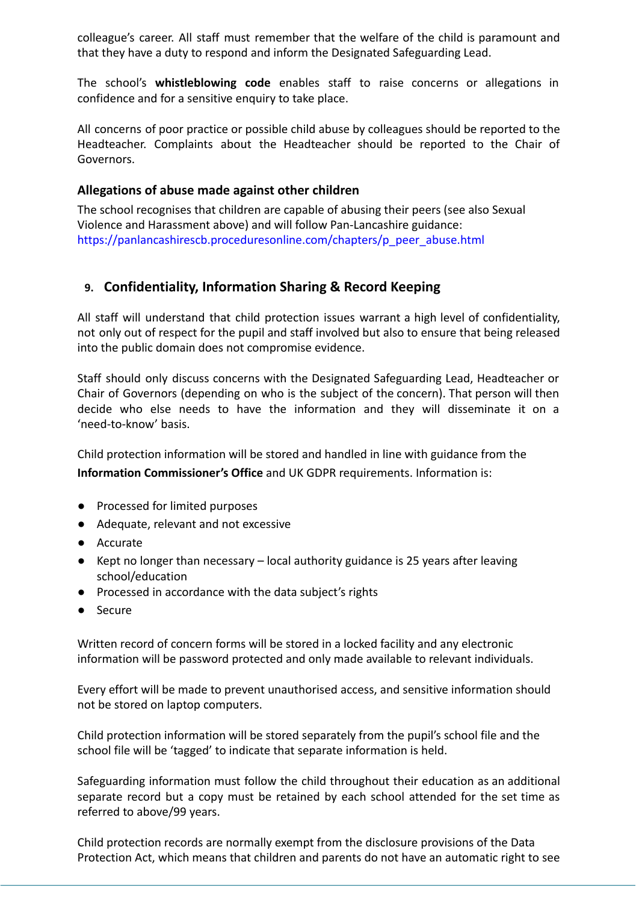colleague's career. All staff must remember that the welfare of the child is paramount and that they have a duty to respond and inform the Designated Safeguarding Lead.

The school's **whistleblowing code** enables staff to raise concerns or allegations in confidence and for a sensitive enquiry to take place.

All concerns of poor practice or possible child abuse by colleagues should be reported to the Headteacher. Complaints about the Headteacher should be reported to the Chair of Governors.

### Allegations of abuse made against other children

The school recognises that children are capable of abusing their peers (see also Sexual Violence and Harassment above) and will follow Pan-Lancashire guidance: https://panlancashirescb.proceduresonline.com/chapters/p_peer_abuse.html

## 9. Confidentiality, Information Sharing & Record Keeping

All staff will understand that child protection issues warrant a high level of confidentiality, not only out of respect for the pupil and staff involved but also to ensure that being released into the public domain does not compromise evidence.

Staff should only discuss concerns with the Designated Safeguarding Lead, Headteacher or Chair of Governors (depending on who is the subject of the concern). That person will then decide who else needs to have the information and they will disseminate it on a 'need-to-know' basis.

Child protection information will be stored and handled in line with guidance from the **Information Commissioner's Office** and UK GDPR requirements. Information is:

- Processed for limited purposes
- Adequate, relevant and not excessive
- Accurate
- Kept no longer than necessary – local authority guidance is 25 years after leaving school/education
- Processed in accordance with the data subject's rights
- Secure

Written record of concern forms will be stored in a locked facility and any electronic information will be password protected and only made available to relevant individuals.

Every effort will be made to prevent unauthorised access, and sensitive information should not be stored on laptop computers.

Child protection information will be stored separately from the pupil's school file and the school file will be 'tagged' to indicate that separate information is held.

Safeguarding information must follow the child throughout their education as an additional separate record but a copy must be retained by each school attended for the set time as referred to above/99 years.

Child protection records are normally exempt from the disclosure provisions of the Data Protection Act, which means that children and parents do not have an automatic right to see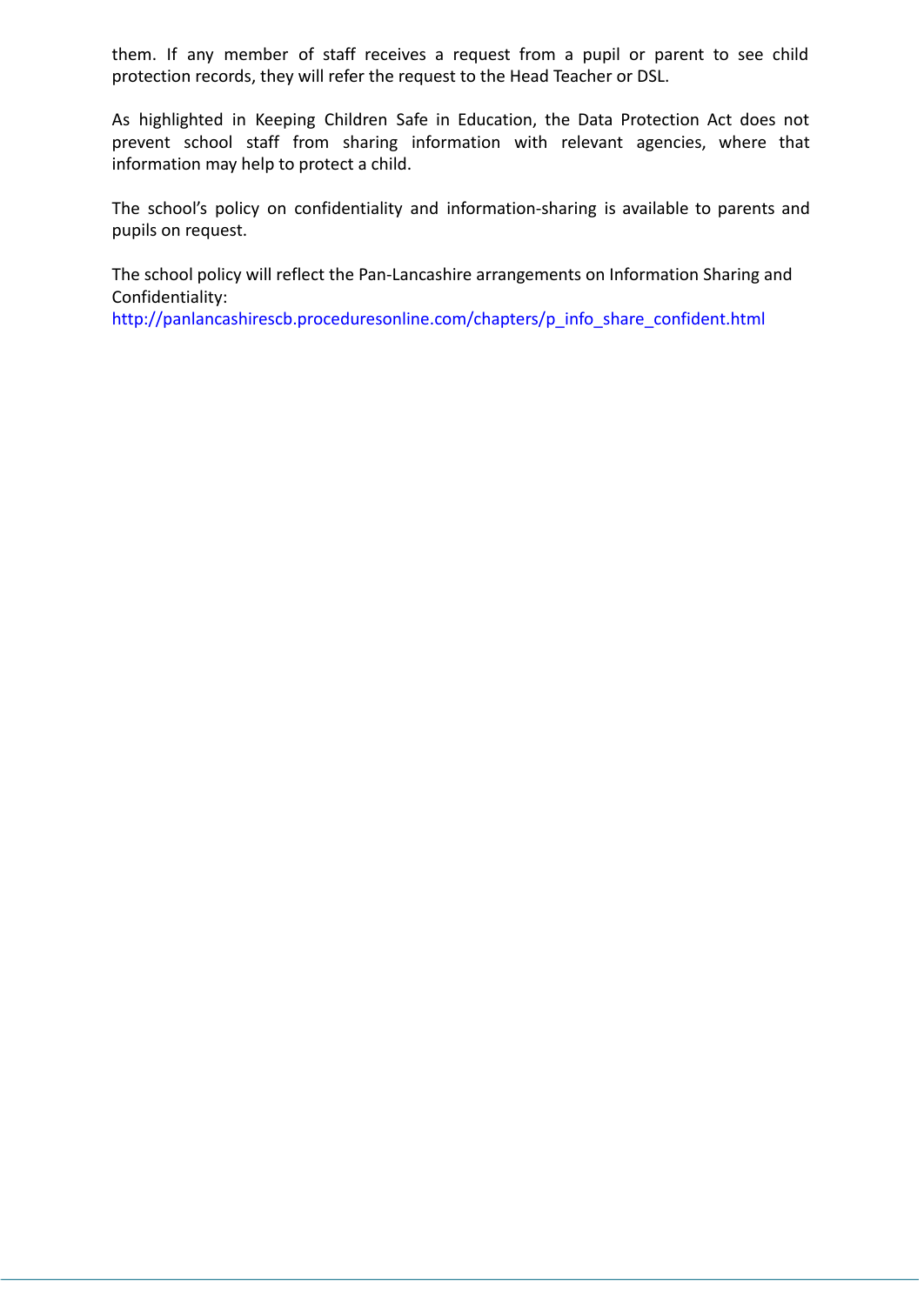them. If any member of staff receives a request from a pupil or parent to see child protection records, they will refer the request to the Head Teacher or DSL.

As highlighted in Keeping Children Safe in Education, the Data Protection Act does not prevent school staff from sharing information with relevant agencies, where that information may help to protect a child.

The school's policy on confidentiality and information-sharing is available to parents and pupils on request.

The school policy will reflect the Pan-Lancashire arrangements on Information Sharing and Confidentiality:
http://panlancashirescb.proceduresonline.com/chapters/p_info_share_confident.html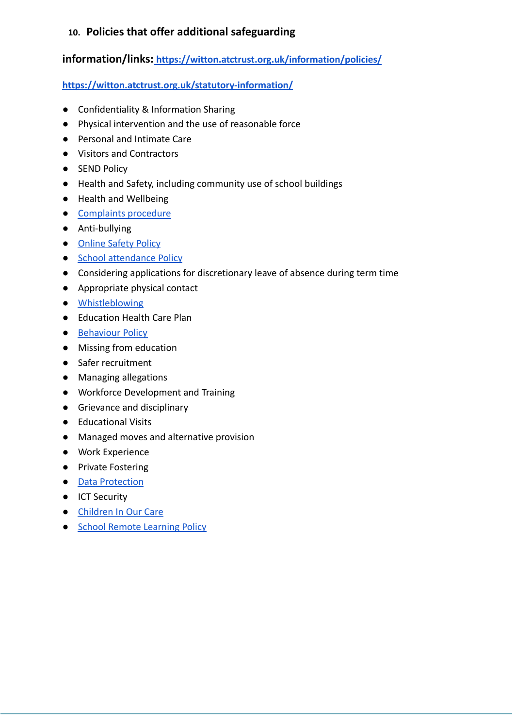## 10. Policies that offer additional safeguarding

**information/links:** [https://witton.atctrust.org.uk/information/policies/](https://witton.atctrust.org.uk/information/policies/)

[https://witton.atctrust.org.uk/statutory-information/](https://witton.atctrust.org.uk/statutory-information/)

- Confidentiality & Information Sharing
- Physical intervention and the use of reasonable force
- Personal and Intimate Care
- Visitors and Contractors
- SEND Policy
- Health and Safety, including community use of school buildings
- Health and Wellbeing
- Complaints procedure
- Anti-bullying
- Online Safety Policy
- School attendance Policy
- Considering applications for discretionary leave of absence during term time
- Appropriate physical contact
- Whistleblowing
- Education Health Care Plan
- Behaviour Policy
- Missing from education
- Safer recruitment
- Managing allegations
- Workforce Development and Training
- Grievance and disciplinary
- Educational Visits
- Managed moves and alternative provision
- Work Experience
- Private Fostering
- Data Protection
- ICT Security
- Children In Our Care
- School Remote Learning Policy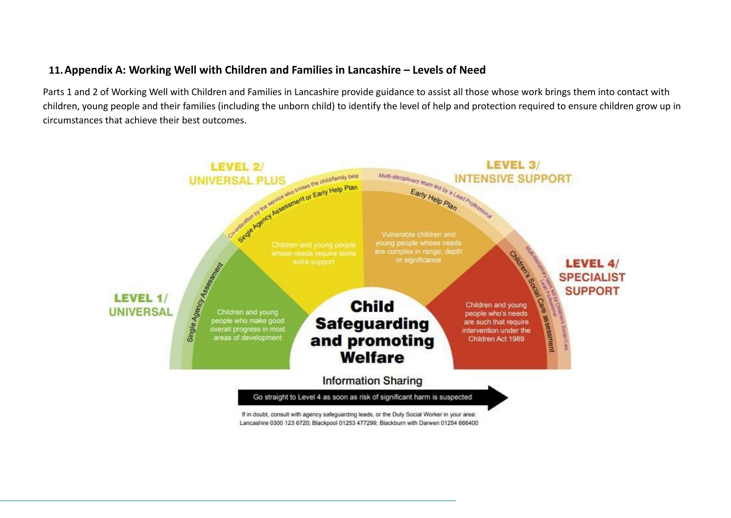## 11. Appendix A: Working Well with Children and Families in Lancashire – Levels of Need

Parts 1 and 2 of Working Well with Children and Families in Lancashire provide guidance to assist all those whose work brings them into contact with children, young people and their families (including the unborn child) to identify the level of help and protection required to ensure children grow up in circumstances that achieve their best outcomes.

**LEVEL 1/ UNIVERSAL**

Single Agency Assessment

Children and young people who make good overall progress in most areas of development

**LEVEL 2/ UNIVERSAL PLUS**

Co-ordination by the service who knows the child/family best

Single Agency Assessment or Early Help Plan

Children and young people whose needs require some extra support

**LEVEL 3/ INTENSIVE SUPPORT**

Multi-disciplinary team led by a Lead Professional

Early Help Plan

Vulnerable children and young people whose needs are complex in range, depth or significance

**LEVEL 4/ SPECIALIST SUPPORT**

Multi-disciplinary team led by Children's Social Care Lead Professional

Children's Social Care assessment

Children and young people who's needs are such that require intervention under the Children Act 1989

**Child Safeguarding and promoting Welfare**

Information Sharing

Go straight to Level 4 as soon as risk of significant harm is suspected

If in doubt, consult with agency safeguarding leads, or the Duty Social Worker in your area: Lancashire 0300 123 6720; Blackpool 01253 477299; Blackburn with Darwen 01254 666400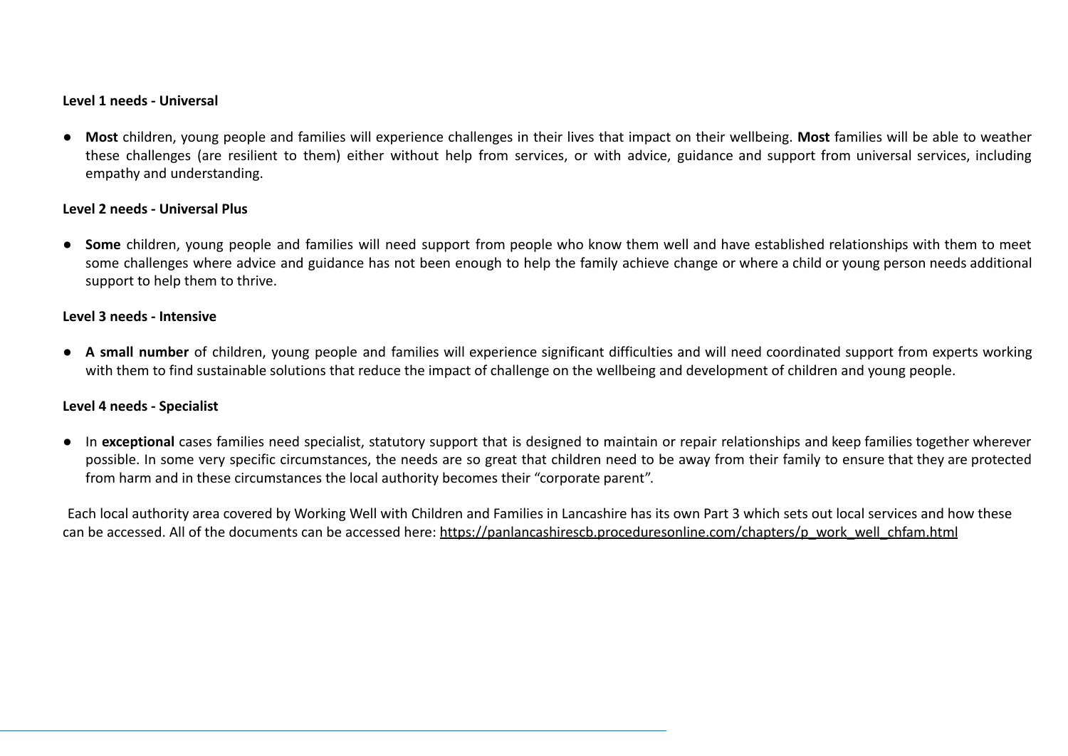**Level 1 needs - Universal**

- **Most** children, young people and families will experience challenges in their lives that impact on their wellbeing. **Most** families will be able to weather these challenges (are resilient to them) either without help from services, or with advice, guidance and support from universal services, including empathy and understanding.

**Level 2 needs - Universal Plus**

- **Some** children, young people and families will need support from people who know them well and have established relationships with them to meet some challenges where advice and guidance has not been enough to help the family achieve change or where a child or young person needs additional support to help them to thrive.

**Level 3 needs - Intensive**

- **A small number** of children, young people and families will experience significant difficulties and will need coordinated support from experts working with them to find sustainable solutions that reduce the impact of challenge on the wellbeing and development of children and young people.

**Level 4 needs - Specialist**

- In **exceptional** cases families need specialist, statutory support that is designed to maintain or repair relationships and keep families together wherever possible. In some very specific circumstances, the needs are so great that children need to be away from their family to ensure that they are protected from harm and in these circumstances the local authority becomes their "corporate parent".

Each local authority area covered by Working Well with Children and Families in Lancashire has its own Part 3 which sets out local services and how these can be accessed. All of the documents can be accessed here: https://panlancashirescb.proceduresonline.com/chapters/p_work_well_chfam.html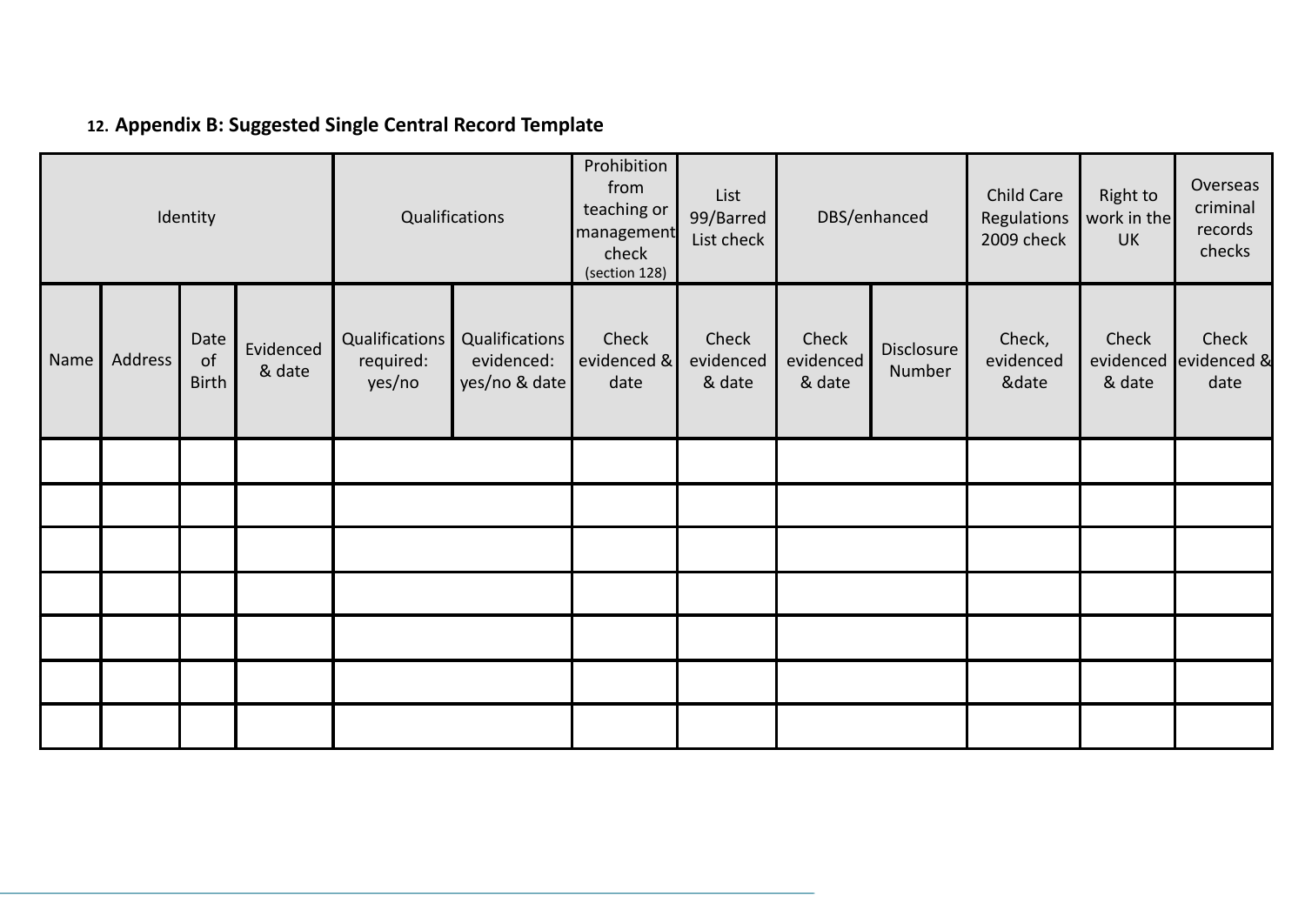## 12. Appendix B: Suggested Single Central Record Template

| Identity | | | | Qualifications | | Prohibition from teaching or management check (section 128) | List 99/Barred List check | DBS/enhanced | | Child Care Regulations 2009 check | Right to work in the UK | Overseas criminal records checks |
|---|---|---|---|---|---|---|---|---|---|---|---|---|
| Name | Address | Date of Birth | Evidenced & date | Qualifications required: yes/no | Qualifications evidenced: yes/no & date | Check evidenced & date | Check evidenced & date | Check evidenced & date | Disclosure Number | Check, evidenced &date | Check evidenced & date | Check evidenced & date |
| | | | | | | | | | | | | |
| | | | | | | | | | | | | |
| | | | | | | | | | | | | |
| | | | | | | | | | | | | |
| | | | | | | | | | | | | |
| | | | | | | | | | | | | |
| | | | | | | | | | | | | |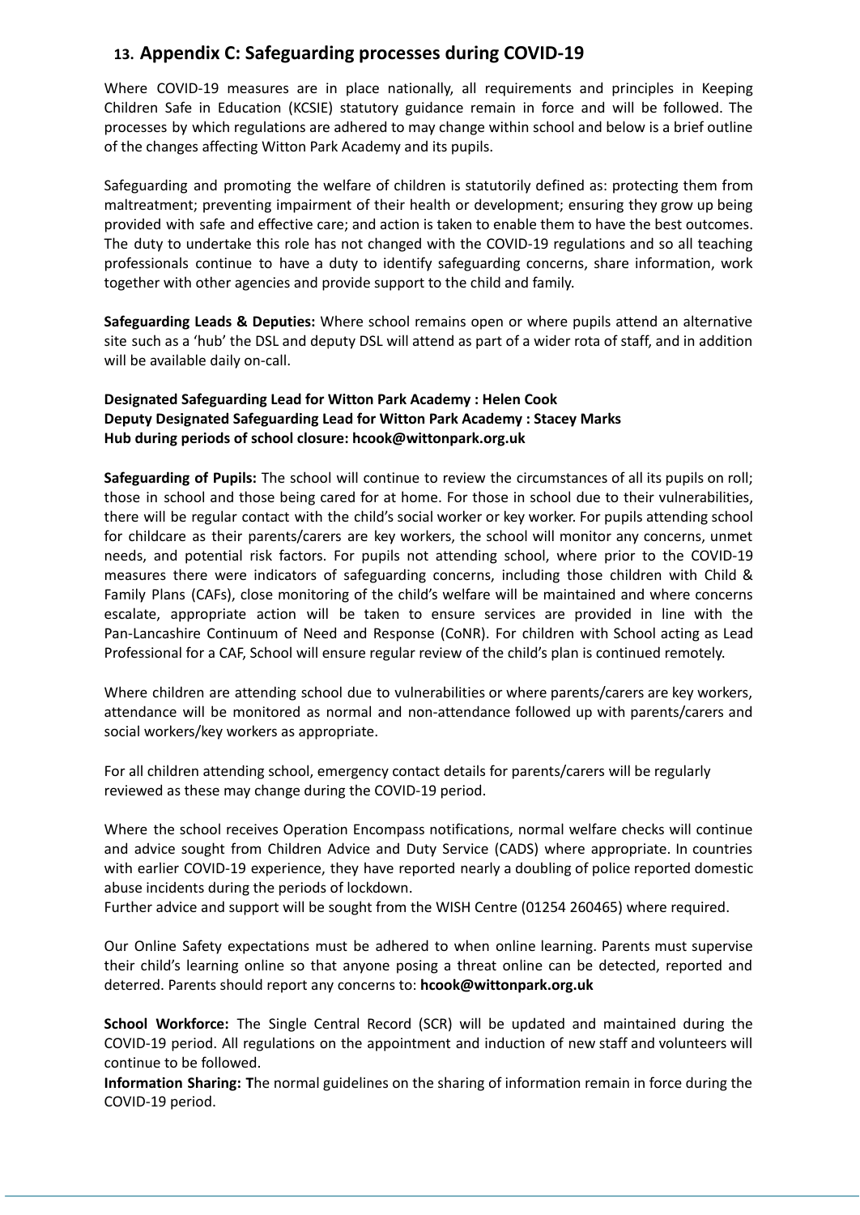## 13. Appendix C: Safeguarding processes during COVID-19

Where COVID-19 measures are in place nationally, all requirements and principles in Keeping Children Safe in Education (KCSIE) statutory guidance remain in force and will be followed. The processes by which regulations are adhered to may change within school and below is a brief outline of the changes affecting Witton Park Academy and its pupils.

Safeguarding and promoting the welfare of children is statutorily defined as: protecting them from maltreatment; preventing impairment of their health or development; ensuring they grow up being provided with safe and effective care; and action is taken to enable them to have the best outcomes. The duty to undertake this role has not changed with the COVID-19 regulations and so all teaching professionals continue to have a duty to identify safeguarding concerns, share information, work together with other agencies and provide support to the child and family.

**Safeguarding Leads & Deputies:** Where school remains open or where pupils attend an alternative site such as a 'hub' the DSL and deputy DSL will attend as part of a wider rota of staff, and in addition will be available daily on-call.

**Designated Safeguarding Lead for Witton Park Academy : Helen Cook**
**Deputy Designated Safeguarding Lead for Witton Park Academy : Stacey Marks**
**Hub during periods of school closure: hcook@wittonpark.org.uk**

**Safeguarding of Pupils:** The school will continue to review the circumstances of all its pupils on roll; those in school and those being cared for at home. For those in school due to their vulnerabilities, there will be regular contact with the child's social worker or key worker. For pupils attending school for childcare as their parents/carers are key workers, the school will monitor any concerns, unmet needs, and potential risk factors. For pupils not attending school, where prior to the COVID-19 measures there were indicators of safeguarding concerns, including those children with Child & Family Plans (CAFs), close monitoring of the child's welfare will be maintained and where concerns escalate, appropriate action will be taken to ensure services are provided in line with the Pan-Lancashire Continuum of Need and Response (CoNR). For children with School acting as Lead Professional for a CAF, School will ensure regular review of the child's plan is continued remotely.

Where children are attending school due to vulnerabilities or where parents/carers are key workers, attendance will be monitored as normal and non-attendance followed up with parents/carers and social workers/key workers as appropriate.

For all children attending school, emergency contact details for parents/carers will be regularly reviewed as these may change during the COVID-19 period.

Where the school receives Operation Encompass notifications, normal welfare checks will continue and advice sought from Children Advice and Duty Service (CADS) where appropriate. In countries with earlier COVID-19 experience, they have reported nearly a doubling of police reported domestic abuse incidents during the periods of lockdown.
Further advice and support will be sought from the WISH Centre (01254 260465) where required.

Our Online Safety expectations must be adhered to when online learning. Parents must supervise their child's learning online so that anyone posing a threat online can be detected, reported and deterred. Parents should report any concerns to: **hcook@wittonpark.org.uk**

**School Workforce:** The Single Central Record (SCR) will be updated and maintained during the COVID-19 period. All regulations on the appointment and induction of new staff and volunteers will continue to be followed.
**Information Sharing: T**he normal guidelines on the sharing of information remain in force during the COVID-19 period.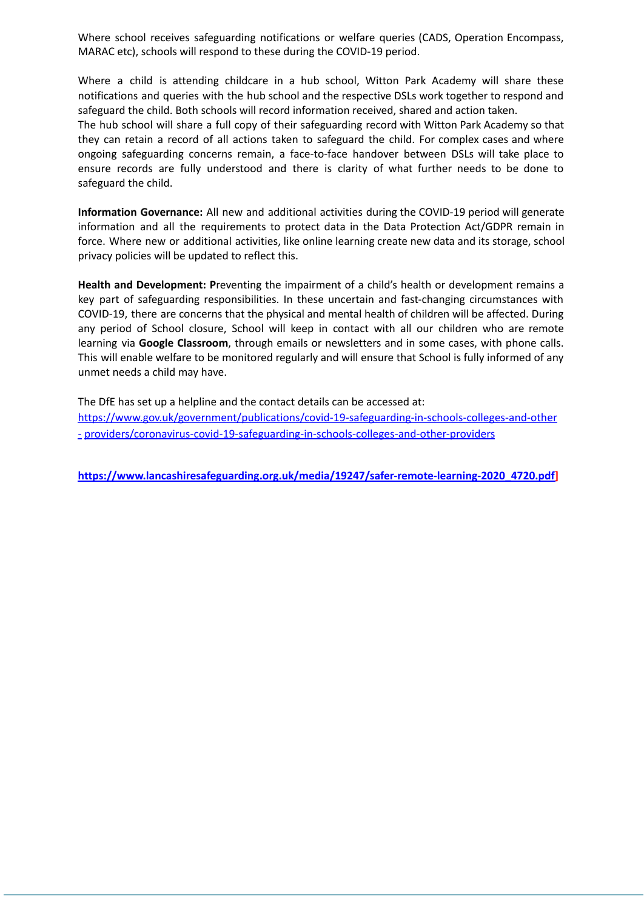Where school receives safeguarding notifications or welfare queries (CADS, Operation Encompass, MARAC etc), schools will respond to these during the COVID-19 period.

Where a child is attending childcare in a hub school, Witton Park Academy will share these notifications and queries with the hub school and the respective DSLs work together to respond and safeguard the child. Both schools will record information received, shared and action taken.
The hub school will share a full copy of their safeguarding record with Witton Park Academy so that they can retain a record of all actions taken to safeguard the child. For complex cases and where ongoing safeguarding concerns remain, a face-to-face handover between DSLs will take place to ensure records are fully understood and there is clarity of what further needs to be done to safeguard the child.

**Information Governance:** All new and additional activities during the COVID-19 period will generate information and all the requirements to protect data in the Data Protection Act/GDPR remain in force. Where new or additional activities, like online learning create new data and its storage, school privacy policies will be updated to reflect this.

**Health and Development: P**reventing the impairment of a child's health or development remains a key part of safeguarding responsibilities. In these uncertain and fast-changing circumstances with COVID-19, there are concerns that the physical and mental health of children will be affected. During any period of School closure, School will keep in contact with all our children who are remote learning via **Google Classroom**, through emails or newsletters and in some cases, with phone calls. This will enable welfare to be monitored regularly and will ensure that School is fully informed of any unmet needs a child may have.

The DfE has set up a helpline and the contact details can be accessed at:
https://www.gov.uk/government/publications/covid-19-safeguarding-in-schools-colleges-and-other - providers/coronavirus-covid-19-safeguarding-in-schools-colleges-and-other-providers

**https://www.lancashiresafeguarding.org.uk/media/19247/safer-remote-learning-2020_4720.pdf]**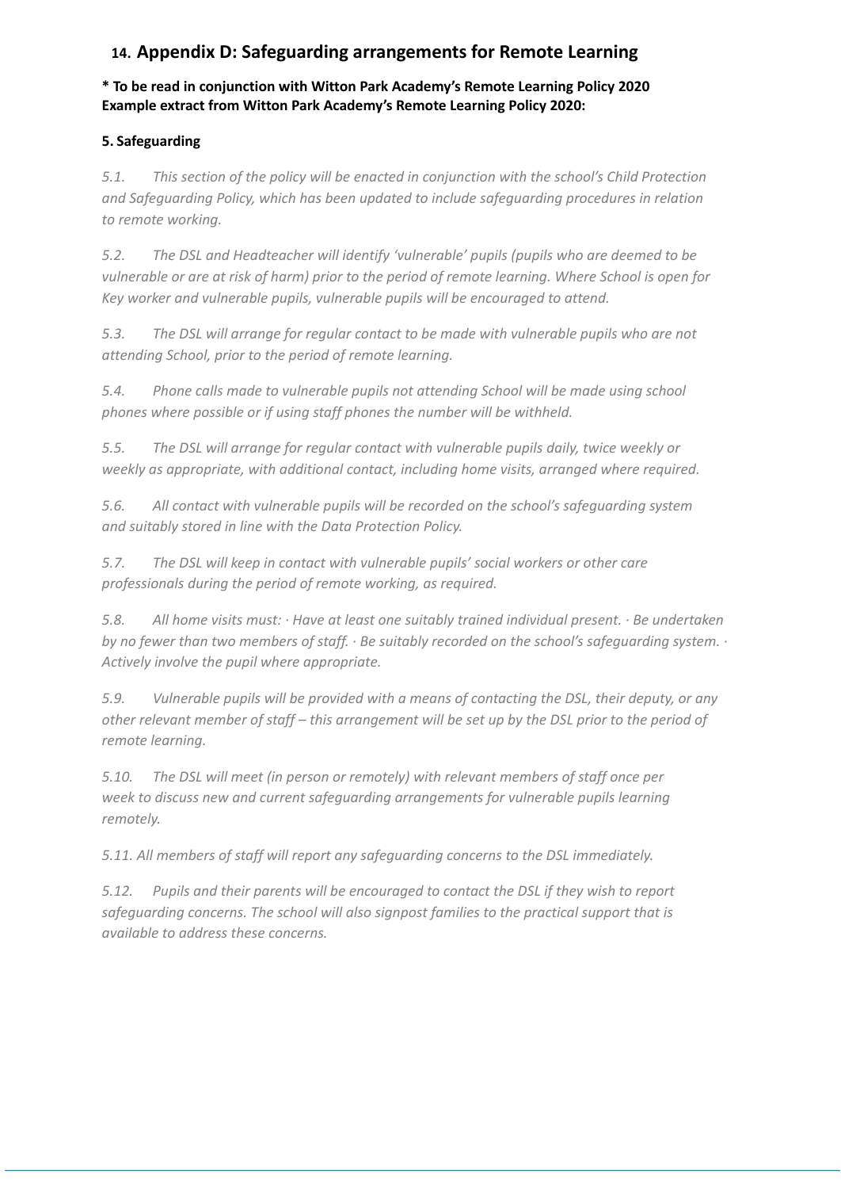## 14. Appendix D: Safeguarding arrangements for Remote Learning

**\* To be read in conjunction with Witton Park Academy's Remote Learning Policy 2020**
**Example extract from Witton Park Academy's Remote Learning Policy 2020:**

**5. Safeguarding**

*5.1. This section of the policy will be enacted in conjunction with the school's Child Protection and Safeguarding Policy, which has been updated to include safeguarding procedures in relation to remote working.*

*5.2. The DSL and Headteacher will identify 'vulnerable' pupils (pupils who are deemed to be vulnerable or are at risk of harm) prior to the period of remote learning. Where School is open for Key worker and vulnerable pupils, vulnerable pupils will be encouraged to attend.*

*5.3. The DSL will arrange for regular contact to be made with vulnerable pupils who are not attending School, prior to the period of remote learning.*

*5.4. Phone calls made to vulnerable pupils not attending School will be made using school phones where possible or if using staff phones the number will be withheld.*

*5.5. The DSL will arrange for regular contact with vulnerable pupils daily, twice weekly or weekly as appropriate, with additional contact, including home visits, arranged where required.*

*5.6. All contact with vulnerable pupils will be recorded on the school's safeguarding system and suitably stored in line with the Data Protection Policy.*

*5.7. The DSL will keep in contact with vulnerable pupils' social workers or other care professionals during the period of remote working, as required.*

*5.8. All home visits must: · Have at least one suitably trained individual present. · Be undertaken by no fewer than two members of staff. · Be suitably recorded on the school's safeguarding system. · Actively involve the pupil where appropriate.*

*5.9. Vulnerable pupils will be provided with a means of contacting the DSL, their deputy, or any other relevant member of staff – this arrangement will be set up by the DSL prior to the period of remote learning.*

*5.10. The DSL will meet (in person or remotely) with relevant members of staff once per week to discuss new and current safeguarding arrangements for vulnerable pupils learning remotely.*

*5.11. All members of staff will report any safeguarding concerns to the DSL immediately.*

*5.12. Pupils and their parents will be encouraged to contact the DSL if they wish to report safeguarding concerns. The school will also signpost families to the practical support that is available to address these concerns.*